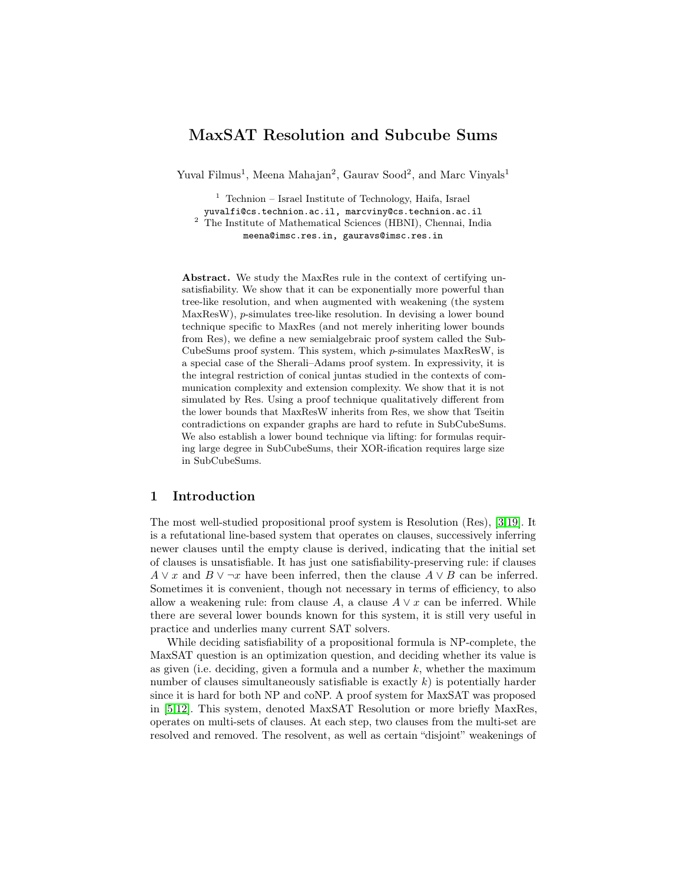# MaxSAT Resolution and Subcube Sums

Yuval Filmus[1], Meena Mahajan[2], Gaurav Sood[2], and Marc Vinyals[1]

[1] Technion – Israel Institute of Technology, Haifa, Israel
yuvalfi@cs.technion.ac.il, marcviny@cs.technion.ac.il
[2] The Institute of Mathematical Sciences (HBNI), Chennai, India
meena@imsc.res.in, gauravs@imsc.res.in

**Abstract.** We study the MaxRes rule in the context of certifying unsatisfiability. We show that it can be exponentially more powerful than tree-like resolution, and when augmented with weakening (the system MaxResW), $p$-simulates tree-like resolution. In devising a lower bound technique specific to MaxRes (and not merely inheriting lower bounds from Res), we define a new semialgebraic proof system called the SubCubeSums proof system. This system, which $p$-simulates MaxResW, is a special case of the Sherali–Adams proof system. In expressivity, it is the integral restriction of conical juntas studied in the contexts of communication complexity and extension complexity. We show that it is not simulated by Res. Using a proof technique qualitatively different from the lower bounds that MaxResW inherits from Res, we show that Tseitin contradictions on expander graphs are hard to refute in SubCubeSums. We also establish a lower bound technique via lifting: for formulas requiring large degree in SubCubeSums, their XOR-ification requires large size in SubCubeSums.

## 1 Introduction

The most well-studied propositional proof system is Resolution (Res), [3,19]. It is a refutational line-based system that operates on clauses, successively inferring newer clauses until the empty clause is derived, indicating that the initial set of clauses is unsatisfiable. It has just one satisfiability-preserving rule: if clauses $A \vee x$ and $B \vee \neg x$ have been inferred, then the clause $A \vee B$ can be inferred. Sometimes it is convenient, though not necessary in terms of efficiency, to also allow a weakening rule: from clause $A$, a clause $A \vee x$ can be inferred. While there are several lower bounds known for this system, it is still very useful in practice and underlies many current SAT solvers.

While deciding satisfiability of a propositional formula is NP-complete, the MaxSAT question is an optimization question, and deciding whether its value is as given (i.e. deciding, given a formula and a number $k$, whether the maximum number of clauses simultaneously satisfiable is exactly $k$) is potentially harder since it is hard for both NP and coNP. A proof system for MaxSAT was proposed in [5,12]. This system, denoted MaxSAT Resolution or more briefly MaxRes, operates on multi-sets of clauses. At each step, two clauses from the multi-set are resolved and removed. The resolvent, as well as certain "disjoint" weakenings of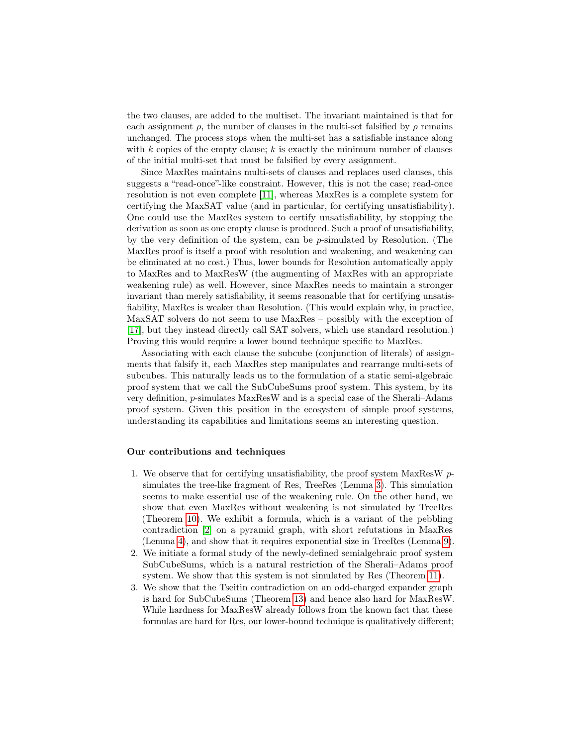the two clauses, are added to the multiset. The invariant maintained is that for each assignment $\rho$, the number of clauses in the multi-set falsified by $\rho$ remains unchanged. The process stops when the multi-set has a satisfiable instance along with $k$ copies of the empty clause; $k$ is exactly the minimum number of clauses of the initial multi-set that must be falsified by every assignment.

Since MaxRes maintains multi-sets of clauses and replaces used clauses, this suggests a "read-once"-like constraint. However, this is not the case; read-once resolution is not even complete [11], whereas MaxRes is a complete system for certifying the MaxSAT value (and in particular, for certifying unsatisfiability). One could use the MaxRes system to certify unsatisfiability, by stopping the derivation as soon as one empty clause is produced. Such a proof of unsatisfiability, by the very definition of the system, can be $p$-simulated by Resolution. (The MaxRes proof is itself a proof with resolution and weakening, and weakening can be eliminated at no cost.) Thus, lower bounds for Resolution automatically apply to MaxRes and to MaxResW (the augmenting of MaxRes with an appropriate weakening rule) as well. However, since MaxRes needs to maintain a stronger invariant than merely satisfiability, it seems reasonable that for certifying unsatisfiability, MaxRes is weaker than Resolution. (This would explain why, in practice, MaxSAT solvers do not seem to use MaxRes – possibly with the exception of [17], but they instead directly call SAT solvers, which use standard resolution.) Proving this would require a lower bound technique specific to MaxRes.

Associating with each clause the subcube (conjunction of literals) of assignments that falsify it, each MaxRes step manipulates and rearrange multi-sets of subcubes. This naturally leads us to the formulation of a static semi-algebraic proof system that we call the SubCubeSums proof system. This system, by its very definition, $p$-simulates MaxResW and is a special case of the Sherali–Adams proof system. Given this position in the ecosystem of simple proof systems, understanding its capabilities and limitations seems an interesting question.

### Our contributions and techniques

1. We observe that for certifying unsatisfiability, the proof system MaxResW $p$-simulates the tree-like fragment of Res, TreeRes (Lemma 3). This simulation seems to make essential use of the weakening rule. On the other hand, we show that even MaxRes without weakening is not simulated by TreeRes (Theorem 10). We exhibit a formula, which is a variant of the pebbling contradiction [2] on a pyramid graph, with short refutations in MaxRes (Lemma 4), and show that it requires exponential size in TreeRes (Lemma 9).
2. We initiate a formal study of the newly-defined semialgebraic proof system SubCubeSums, which is a natural restriction of the Sherali–Adams proof system. We show that this system is not simulated by Res (Theorem 11).
3. We show that the Tseitin contradiction on an odd-charged expander graph is hard for SubCubeSums (Theorem 13) and hence also hard for MaxResW. While hardness for MaxResW already follows from the known fact that these formulas are hard for Res, our lower-bound technique is qualitatively different;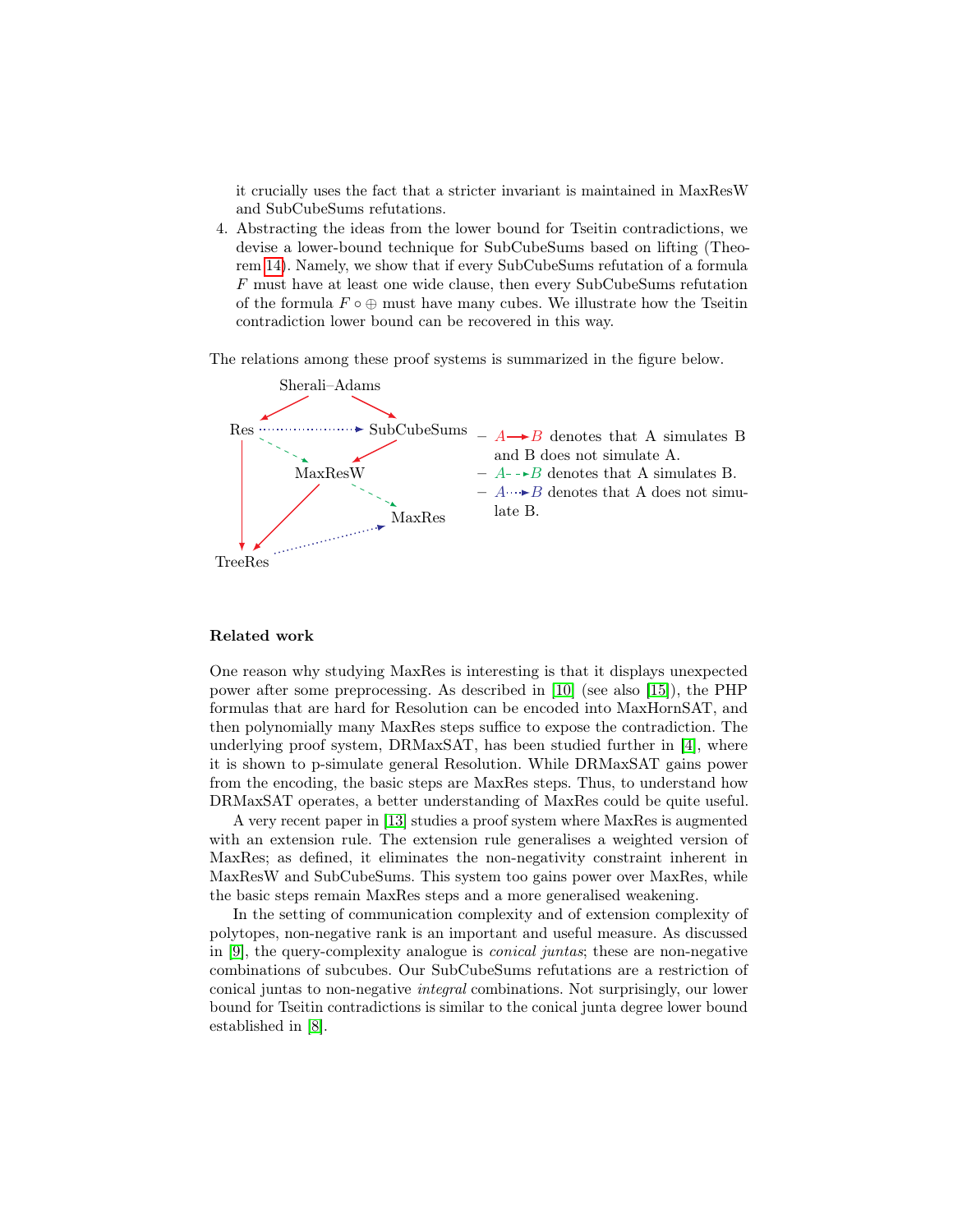it crucially uses the fact that a stricter invariant is maintained in MaxResW and SubCubeSums refutations.

4. Abstracting the ideas from the lower bound for Tseitin contradictions, we devise a lower-bound technique for SubCubeSums based on lifting (Theorem 14). Namely, we show that if every SubCubeSums refutation of a formula $F$ must have at least one wide clause, then every SubCubeSums refutation of the formula $F \circ \oplus$ must have many cubes. We illustrate how the Tseitin contradiction lower bound can be recovered in this way.

The relations among these proof systems is summarized in the figure below.

- $A \rightarrow B$ denotes that A simulates B and B does not simulate A.
- $A \dashrightarrow B$ denotes that A simulates B.
- $A \cdots\!\rightarrow B$ denotes that A does not simulate B.

### Related work

One reason why studying MaxRes is interesting is that it displays unexpected power after some preprocessing. As described in [10] (see also [15]), the PHP formulas that are hard for Resolution can be encoded into MaxHornSAT, and then polynomially many MaxRes steps suffice to expose the contradiction. The underlying proof system, DRMaxSAT, has been studied further in [4], where it is shown to p-simulate general Resolution. While DRMaxSAT gains power from the encoding, the basic steps are MaxRes steps. Thus, to understand how DRMaxSAT operates, a better understanding of MaxRes could be quite useful.

A very recent paper in [13] studies a proof system where MaxRes is augmented with an extension rule. The extension rule generalises a weighted version of MaxRes; as defined, it eliminates the non-negativity constraint inherent in MaxResW and SubCubeSums. This system too gains power over MaxRes, while the basic steps remain MaxRes steps and a more generalised weakening.

In the setting of communication complexity and of extension complexity of polytopes, non-negative rank is an important and useful measure. As discussed in [9], the query-complexity analogue is *conical juntas*; these are non-negative combinations of subcubes. Our SubCubeSums refutations are a restriction of conical juntas to non-negative *integral* combinations. Not surprisingly, our lower bound for Tseitin contradictions is similar to the conical junta degree lower bound established in [8].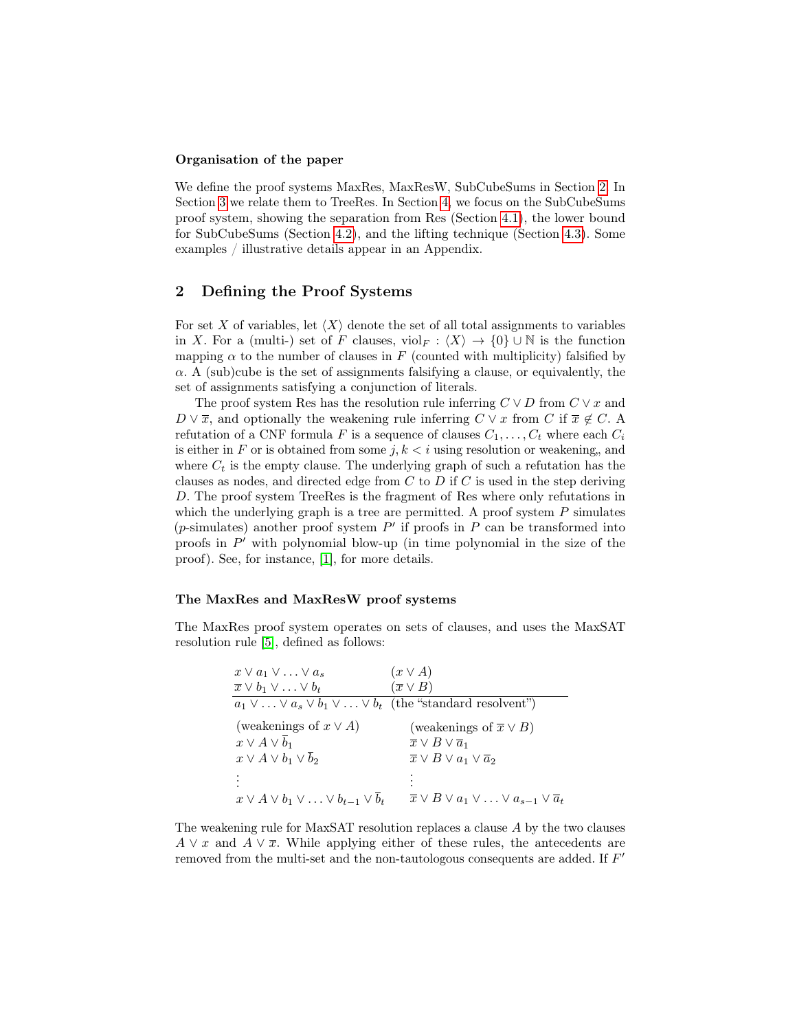### Organisation of the paper

We define the proof systems MaxRes, MaxResW, SubCubeSums in Section 2. In Section 3 we relate them to TreeRes. In Section 4, we focus on the SubCubeSums proof system, showing the separation from Res (Section 4.1), the lower bound for SubCubeSums (Section 4.2), and the lifting technique (Section 4.3). Some examples / illustrative details appear in an Appendix.

## 2 Defining the Proof Systems

For set $X$ of variables, let $\langle X \rangle$ denote the set of all total assignments to variables in $X$. For a (multi-) set of $F$ clauses, $\text{viol}_F : \langle X \rangle \to \{0\} \cup \mathbb{N}$ is the function mapping $\alpha$ to the number of clauses in $F$ (counted with multiplicity) falsified by $\alpha$. A (sub)cube is the set of assignments falsifying a clause, or equivalently, the set of assignments satisfying a conjunction of literals.

The proof system Res has the resolution rule inferring $C \vee D$ from $C \vee x$ and $D \vee \overline{x}$, and optionally the weakening rule inferring $C \vee x$ from $C$ if $\overline{x} \notin C$. A refutation of a CNF formula $F$ is a sequence of clauses $C_1, \ldots, C_t$ where each $C_i$ is either in $F$ or is obtained from some $j, k < i$ using resolution or weakening,, and where $C_t$ is the empty clause. The underlying graph of such a refutation has the clauses as nodes, and directed edge from $C$ to $D$ if $C$ is used in the step deriving $D$. The proof system TreeRes is the fragment of Res where only refutations in which the underlying graph is a tree are permitted. A proof system $P$ simulates ($p$-simulates) another proof system $P'$ if proofs in $P$ can be transformed into proofs in $P'$ with polynomial blow-up (in time polynomial in the size of the proof). See, for instance, [1], for more details.

### The MaxRes and MaxResW proof systems

The MaxRes proof system operates on sets of clauses, and uses the MaxSAT resolution rule [5], defined as follows:

$$
\begin{array}{ll}
x \vee a_1 \vee \ldots \vee a_s & (x \vee A) \\
\overline{x} \vee b_1 \vee \ldots \vee b_t & (\overline{x} \vee B) \\
\hline
a_1 \vee \ldots \vee a_s \vee b_1 \vee \ldots \vee b_t & \text{(the ``standard resolvent'')} \\
\text{(weakenings of } x \vee A) & \text{(weakenings of } \overline{x} \vee B) \\
x \vee A \vee \overline{b}_1 & \overline{x} \vee B \vee \overline{a}_1 \\
x \vee A \vee b_1 \vee \overline{b}_2 & \overline{x} \vee B \vee a_1 \vee \overline{a}_2 \\
\vdots & \vdots \\
x \vee A \vee b_1 \vee \ldots \vee b_{t-1} \vee \overline{b}_t & \overline{x} \vee B \vee a_1 \vee \ldots \vee a_{s-1} \vee \overline{a}_t
\end{array}
$$

The weakening rule for MaxSAT resolution replaces a clause $A$ by the two clauses $A \vee x$ and $A \vee \overline{x}$. While applying either of these rules, the antecedents are removed from the multi-set and the non-tautologous consequents are added. If $F'$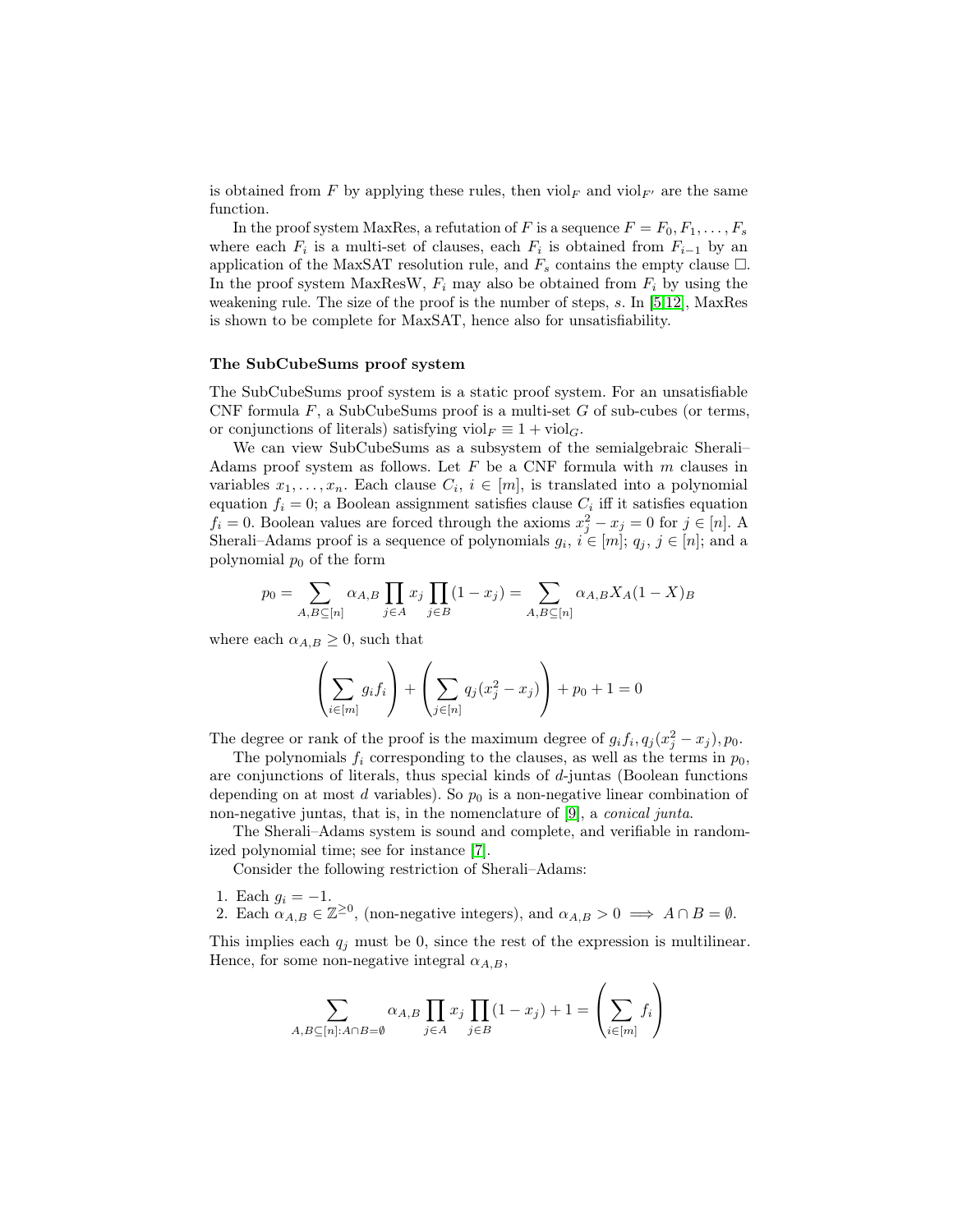is obtained from $F$ by applying these rules, then $\text{viol}_F$ and $\text{viol}_{F'}$ are the same function.

In the proof system MaxRes, a refutation of $F$ is a sequence $F = F_0, F_1, \ldots, F_s$ where each $F_i$ is a multi-set of clauses, each $F_i$ is obtained from $F_{i-1}$ by an application of the MaxSAT resolution rule, and $F_s$ contains the empty clause $\Box$. In the proof system MaxResW, $F_i$ may also be obtained from $F_i$ by using the weakening rule. The size of the proof is the number of steps, $s$. In [5,12], MaxRes is shown to be complete for MaxSAT, hence also for unsatisfiability.

### The SubCubeSums proof system

The SubCubeSums proof system is a static proof system. For an unsatisfiable CNF formula $F$, a SubCubeSums proof is a multi-set $G$ of sub-cubes (or terms, or conjunctions of literals) satisfying $\text{viol}_F \equiv 1 + \text{viol}_G$.

We can view SubCubeSums as a subsystem of the semialgebraic Sherali–Adams proof system as follows. Let $F$ be a CNF formula with $m$ clauses in variables $x_1, \ldots, x_n$. Each clause $C_i$, $i \in [m]$, is translated into a polynomial equation $f_i = 0$; a Boolean assignment satisfies clause $C_i$ iff it satisfies equation $f_i = 0$. Boolean values are forced through the axioms $x_j^2 - x_j = 0$ for $j \in [n]$. A Sherali–Adams proof is a sequence of polynomials $g_i$, $i \in [m]$; $q_j$, $j \in [n]$; and a polynomial $p_0$ of the form

$$p_0 = \sum_{A,B \subseteq [n]} \alpha_{A,B} \prod_{j \in A} x_j \prod_{j \in B} (1 - x_j) = \sum_{A,B \subseteq [n]} \alpha_{A,B} X_A (1 - X)_B$$

where each $\alpha_{A,B} \geq 0$, such that

$$\left( \sum_{i \in [m]} g_i f_i \right) + \left( \sum_{j \in [n]} q_j (x_j^2 - x_j) \right) + p_0 + 1 = 0$$

The degree or rank of the proof is the maximum degree of $g_i f_i, q_j(x_j^2 - x_j), p_0$.

The polynomials $f_i$ corresponding to the clauses, as well as the terms in $p_0$, are conjunctions of literals, thus special kinds of $d$-juntas (Boolean functions depending on at most $d$ variables). So $p_0$ is a non-negative linear combination of non-negative juntas, that is, in the nomenclature of [9], a *conical junta*.

The Sherali–Adams system is sound and complete, and verifiable in randomized polynomial time; see for instance [7].

Consider the following restriction of Sherali–Adams:

1. Each $g_i = -1$.
2. Each $\alpha_{A,B} \in \mathbb{Z}^{\geq 0}$, (non-negative integers), and $\alpha_{A,B} > 0 \implies A \cap B = \emptyset$.

This implies each $q_j$ must be 0, since the rest of the expression is multilinear. Hence, for some non-negative integral $\alpha_{A,B}$,

$$\sum_{A,B \subseteq [n] : A \cap B = \emptyset} \alpha_{A,B} \prod_{j \in A} x_j \prod_{j \in B} (1 - x_j) + 1 = \left( \sum_{i \in [m]} f_i \right)$$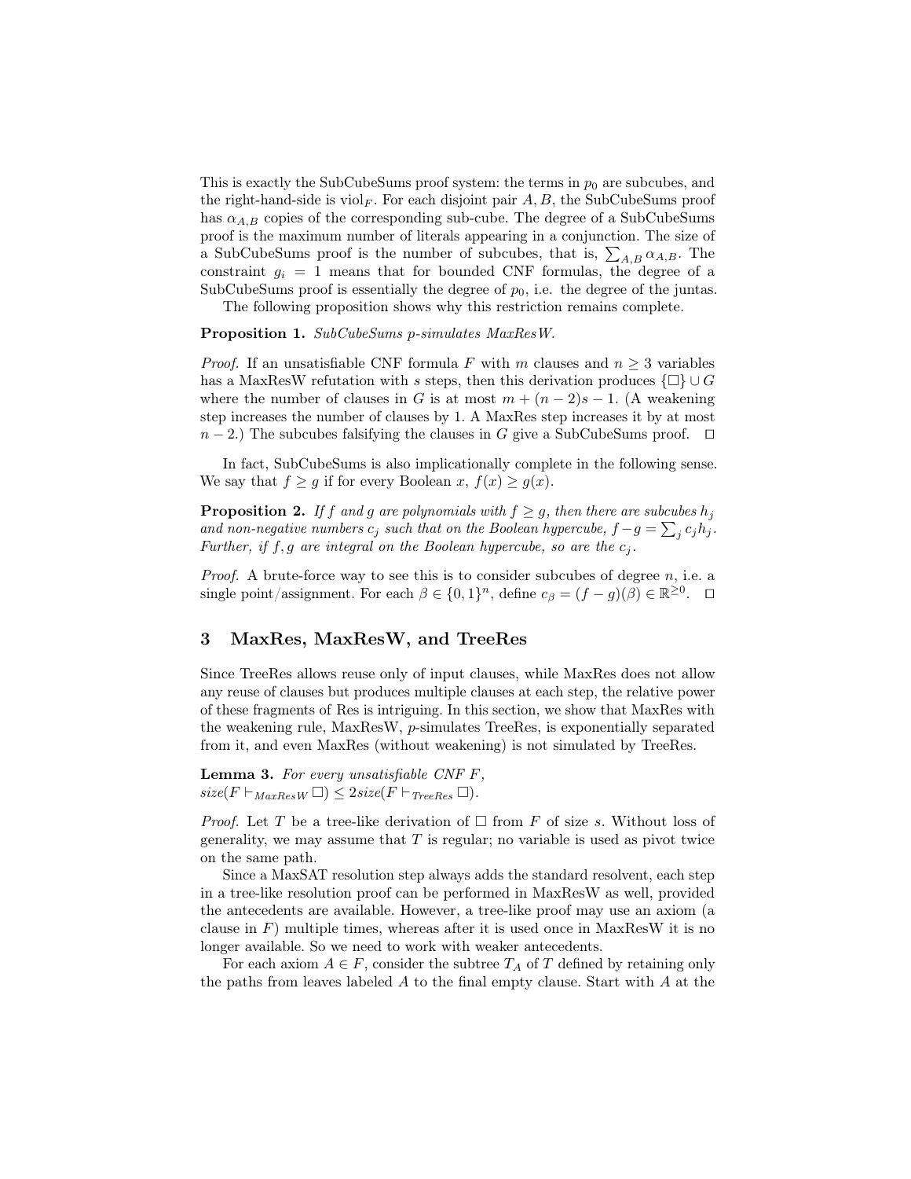This is exactly the SubCubeSums proof system: the terms in $p_0$ are subcubes, and the right-hand-side is $\text{viol}_F$. For each disjoint pair $A, B$, the SubCubeSums proof has $\alpha_{A,B}$ copies of the corresponding sub-cube. The degree of a SubCubeSums proof is the maximum number of literals appearing in a conjunction. The size of a SubCubeSums proof is the number of subcubes, that is, $\sum_{A,B} \alpha_{A,B}$. The constraint $g_i = 1$ means that for bounded CNF formulas, the degree of a SubCubeSums proof is essentially the degree of $p_0$, i.e. the degree of the juntas.

The following proposition shows why this restriction remains complete.

**Proposition 1.** *SubCubeSums p-simulates MaxResW.*

*Proof.* If an unsatisfiable CNF formula $F$ with $m$ clauses and $n \geq 3$ variables has a MaxResW refutation with $s$ steps, then this derivation produces $\{\Box\} \cup G$ where the number of clauses in $G$ is at most $m + (n-2)s - 1$. (A weakening step increases the number of clauses by 1. A MaxRes step increases it by at most $n - 2$.) The subcubes falsifying the clauses in $G$ give a SubCubeSums proof. $\Box$

In fact, SubCubeSums is also implicationally complete in the following sense. We say that $f \geq g$ if for every Boolean $x$, $f(x) \geq g(x)$.

**Proposition 2.** *If $f$ and $g$ are polynomials with $f \geq g$, then there are subcubes $h_j$ and non-negative numbers $c_j$ such that on the Boolean hypercube, $f - g = \sum_j c_j h_j$. Further, if $f, g$ are integral on the Boolean hypercube, so are the $c_j$.*

*Proof.* A brute-force way to see this is to consider subcubes of degree $n$, i.e. a single point/assignment. For each $\beta \in \{0,1\}^n$, define $c_\beta = (f - g)(\beta) \in \mathbb{R}^{\geq 0}$. $\Box$

## 3 MaxRes, MaxResW, and TreeRes

Since TreeRes allows reuse only of input clauses, while MaxRes does not allow any reuse of clauses but produces multiple clauses at each step, the relative power of these fragments of Res is intriguing. In this section, we show that MaxRes with the weakening rule, MaxResW, $p$-simulates TreeRes, is exponentially separated from it, and even MaxRes (without weakening) is not simulated by TreeRes.

**Lemma 3.** *For every unsatisfiable CNF $F$,*
$size(F \vdash_{MaxResW} \Box) \leq 2 size(F \vdash_{TreeRes} \Box)$.

*Proof.* Let $T$ be a tree-like derivation of $\Box$ from $F$ of size $s$. Without loss of generality, we may assume that $T$ is regular; no variable is used as pivot twice on the same path.

Since a MaxSAT resolution step always adds the standard resolvent, each step in a tree-like resolution proof can be performed in MaxResW as well, provided the antecedents are available. However, a tree-like proof may use an axiom (a clause in $F$) multiple times, whereas after it is used once in MaxResW it is no longer available. So we need to work with weaker antecedents.

For each axiom $A \in F$, consider the subtree $T_A$ of $T$ defined by retaining only the paths from leaves labeled $A$ to the final empty clause. Start with $A$ at the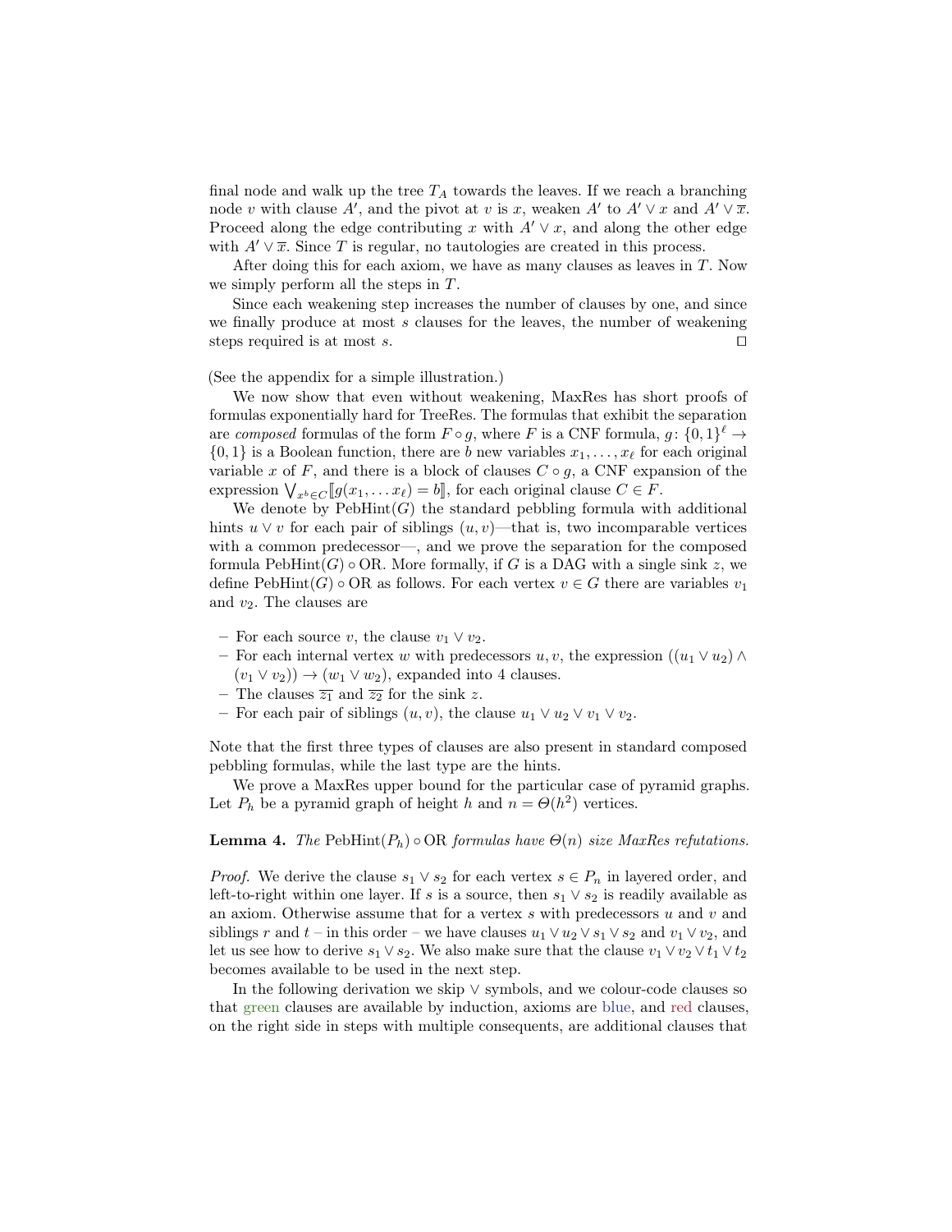final node and walk up the tree $T_A$ towards the leaves. If we reach a branching node $v$ with clause $A'$, and the pivot at $v$ is $x$, weaken $A'$ to $A' \vee x$ and $A' \vee \overline{x}$. Proceed along the edge contributing $x$ with $A' \vee x$, and along the other edge with $A' \vee \overline{x}$. Since $T$ is regular, no tautologies are created in this process.

After doing this for each axiom, we have as many clauses as leaves in $T$. Now we simply perform all the steps in $T$.

Since each weakening step increases the number of clauses by one, and since we finally produce at most $s$ clauses for the leaves, the number of weakening steps required is at most $s$. ◻

(See the appendix for a simple illustration.)

We now show that even without weakening, MaxRes has short proofs of formulas exponentially hard for TreeRes. The formulas that exhibit the separation are *composed* formulas of the form $F \circ g$, where $F$ is a CNF formula, $g \colon \{0,1\}^\ell \to \{0,1\}$ is a Boolean function, there are $b$ new variables $x_1, \ldots, x_\ell$ for each original variable $x$ of $F$, and there is a block of clauses $C \circ g$, a CNF expansion of the expression $\bigvee_{x^b \in C} [\![ g(x_1, \ldots x_\ell) = b ]\!]$, for each original clause $C \in F$.

We denote by $\mathrm{PebHint}(G)$ the standard pebbling formula with additional hints $u \vee v$ for each pair of siblings $(u, v)$—that is, two incomparable vertices with a common predecessor—, and we prove the separation for the composed formula $\mathrm{PebHint}(G) \circ \mathrm{OR}$. More formally, if $G$ is a DAG with a single sink $z$, we define $\mathrm{PebHint}(G) \circ \mathrm{OR}$ as follows. For each vertex $v \in G$ there are variables $v_1$ and $v_2$. The clauses are

- For each source $v$, the clause $v_1 \vee v_2$.
- For each internal vertex $w$ with predecessors $u, v$, the expression $((u_1 \vee u_2) \wedge (v_1 \vee v_2)) \to (w_1 \vee w_2)$, expanded into 4 clauses.
- The clauses $\overline{z_1}$ and $\overline{z_2}$ for the sink $z$.
- For each pair of siblings $(u, v)$, the clause $u_1 \vee u_2 \vee v_1 \vee v_2$.

Note that the first three types of clauses are also present in standard composed pebbling formulas, while the last type are the hints.

We prove a MaxRes upper bound for the particular case of pyramid graphs. Let $P_h$ be a pyramid graph of height $h$ and $n = \Theta(h^2)$ vertices.

**Lemma 4.** *The* $\mathrm{PebHint}(P_h) \circ \mathrm{OR}$ *formulas have* $\Theta(n)$ *size MaxRes refutations.*

*Proof.* We derive the clause $s_1 \vee s_2$ for each vertex $s \in P_n$ in layered order, and left-to-right within one layer. If $s$ is a source, then $s_1 \vee s_2$ is readily available as an axiom. Otherwise assume that for a vertex $s$ with predecessors $u$ and $v$ and siblings $r$ and $t$ – in this order – we have clauses $u_1 \vee u_2 \vee s_1 \vee s_2$ and $v_1 \vee v_2$, and let us see how to derive $s_1 \vee s_2$. We also make sure that the clause $v_1 \vee v_2 \vee t_1 \vee t_2$ becomes available to be used in the next step.

In the following derivation we skip $\vee$ symbols, and we colour-code clauses so that green clauses are available by induction, axioms are blue, and red clauses, on the right side in steps with multiple consequents, are additional clauses that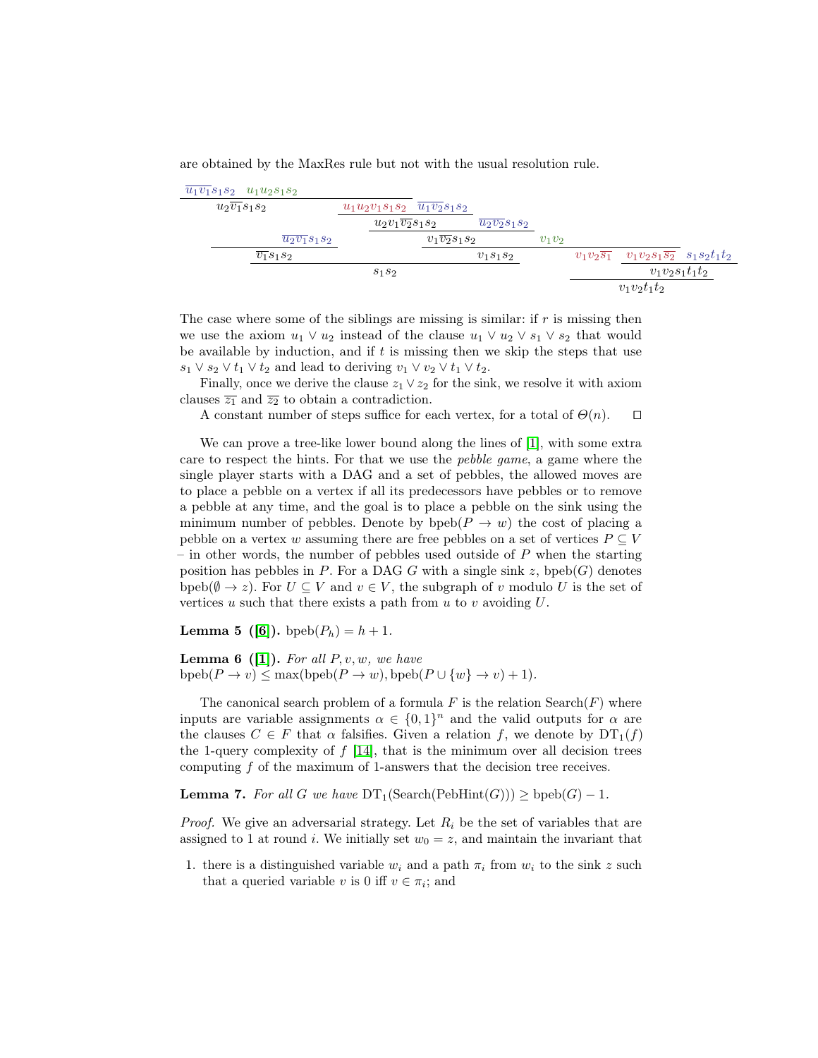are obtained by the MaxRes rule but not with the usual resolution rule.

$$
\dfrac{\dfrac{\dfrac{\overline{u_1}\,\overline{v_1}s_1s_2 \quad u_1u_2s_1s_2}{u_2\overline{v_1}s_1s_2} \quad \overline{u_2}\,\overline{v_1}s_1s_2}{\overline{v_1}s_1s_2} \quad \dfrac{\dfrac{\dfrac{u_1u_2v_1s_1s_2 \quad \overline{u_1}\,\overline{v_2}s_1s_2}{u_2v_1\overline{v_2}s_1s_2} \quad \overline{u_2}\,\overline{v_2}s_1s_2}{v_1\overline{v_2}s_1s_2}}{v_1s_1s_2}}{s_1s_2}
\qquad
\dfrac{v_1v_2 \quad\; v_1v_2\overline{s_1} \quad \dfrac{v_1v_2s_1\overline{s_2} \quad s_1s_2t_1t_2}{v_1v_2s_1t_1t_2}}{v_1v_2t_1t_2}
$$

The case where some of the siblings are missing is similar: if $r$ is missing then we use the axiom $u_1 \lor u_2$ instead of the clause $u_1 \lor u_2 \lor s_1 \lor s_2$ that would be available by induction, and if $t$ is missing then we skip the steps that use $s_1 \lor s_2 \lor t_1 \lor t_2$ and lead to deriving $v_1 \lor v_2 \lor t_1 \lor t_2$.

Finally, once we derive the clause $z_1 \lor z_2$ for the sink, we resolve it with axiom clauses $\overline{z_1}$ and $\overline{z_2}$ to obtain a contradiction.

A constant number of steps suffice for each vertex, for a total of $\Theta(n)$. ◻

We can prove a tree-like lower bound along the lines of [1], with some extra care to respect the hints. For that we use the *pebble game*, a game where the single player starts with a DAG and a set of pebbles, the allowed moves are to place a pebble on a vertex if all its predecessors have pebbles or to remove a pebble at any time, and the goal is to place a pebble on the sink using the minimum number of pebbles. Denote by $\mathrm{bpeb}(P \to w)$ the cost of placing a pebble on a vertex $w$ assuming there are free pebbles on a set of vertices $P \subseteq V$ – in other words, the number of pebbles used outside of $P$ when the starting position has pebbles in $P$. For a DAG $G$ with a single sink $z$, $\mathrm{bpeb}(G)$ denotes $\mathrm{bpeb}(\emptyset \to z)$. For $U \subseteq V$ and $v \in V$, the subgraph of $v$ modulo $U$ is the set of vertices $u$ such that there exists a path from $u$ to $v$ avoiding $U$.

**Lemma 5 ([6]).** $\mathrm{bpeb}(P_h) = h + 1$.

**Lemma 6 ([1]).** *For all $P, v, w$, we have* $\mathrm{bpeb}(P \to v) \leq \max(\mathrm{bpeb}(P \to w), \mathrm{bpeb}(P \cup \{w\} \to v) + 1)$.

The canonical search problem of a formula $F$ is the relation $\mathrm{Search}(F)$ where inputs are variable assignments $\alpha \in \{0,1\}^n$ and the valid outputs for $\alpha$ are the clauses $C \in F$ that $\alpha$ falsifies. Given a relation $f$, we denote by $\mathrm{DT}_1(f)$ the 1-query complexity of $f$ [14], that is the minimum over all decision trees computing $f$ of the maximum of 1-answers that the decision tree receives.

**Lemma 7.** *For all $G$ we have* $\mathrm{DT}_1(\mathrm{Search}(\mathrm{PebHint}(G))) \geq \mathrm{bpeb}(G) - 1$.

*Proof.* We give an adversarial strategy. Let $R_i$ be the set of variables that are assigned to 1 at round $i$. We initially set $w_0 = z$, and maintain the invariant that

1. there is a distinguished variable $w_i$ and a path $\pi_i$ from $w_i$ to the sink $z$ such that a queried variable $v$ is 0 iff $v \in \pi_i$; and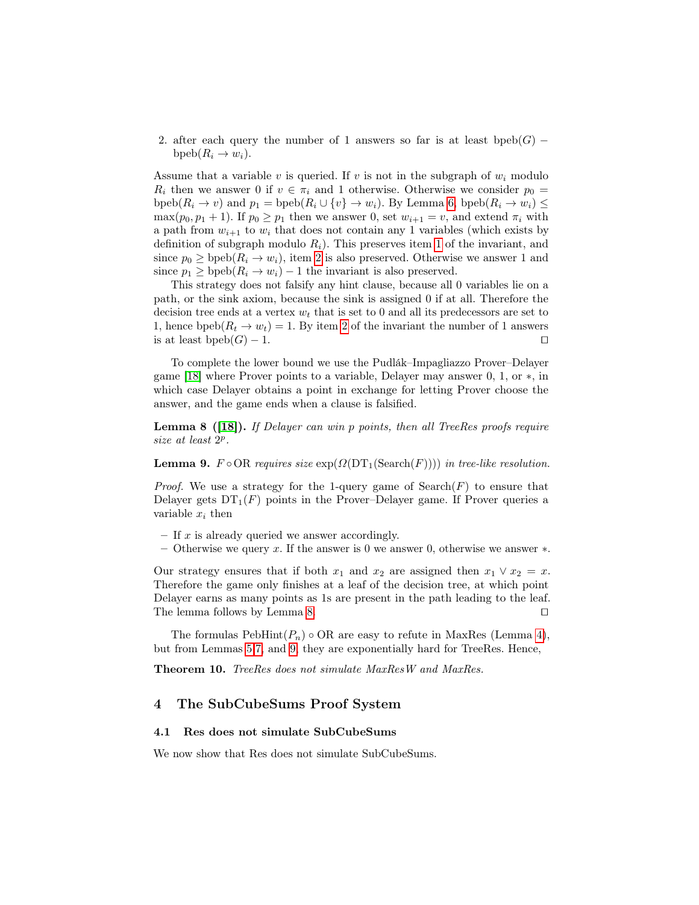2. after each query the number of 1 answers so far is at least $\mathrm{bpeb}(G) - \mathrm{bpeb}(R_i \to w_i)$.

Assume that a variable $v$ is queried. If $v$ is not in the subgraph of $w_i$ modulo $R_i$ then we answer 0 if $v \in \pi_i$ and 1 otherwise. Otherwise we consider $p_0 = \mathrm{bpeb}(R_i \to v)$ and $p_1 = \mathrm{bpeb}(R_i \cup \{v\} \to w_i)$. By Lemma 6, $\mathrm{bpeb}(R_i \to w_i) \leq \max(p_0, p_1 + 1)$. If $p_0 \geq p_1$ then we answer 0, set $w_{i+1} = v$, and extend $\pi_i$ with a path from $w_{i+1}$ to $w_i$ that does not contain any 1 variables (which exists by definition of subgraph modulo $R_i$). This preserves item 1 of the invariant, and since $p_0 \geq \mathrm{bpeb}(R_i \to w_i)$, item 2 is also preserved. Otherwise we answer 1 and since $p_1 \geq \mathrm{bpeb}(R_i \to w_i) - 1$ the invariant is also preserved.

This strategy does not falsify any hint clause, because all 0 variables lie on a path, or the sink axiom, because the sink is assigned 0 if at all. Therefore the decision tree ends at a vertex $w_t$ that is set to 0 and all its predecessors are set to 1, hence $\mathrm{bpeb}(R_t \to w_t) = 1$. By item 2 of the invariant the number of 1 answers is at least $\mathrm{bpeb}(G) - 1$. ◻

To complete the lower bound we use the Pudlák–Impagliazzo Prover–Delayer game [18] where Prover points to a variable, Delayer may answer 0, 1, or $*$, in which case Delayer obtains a point in exchange for letting Prover choose the answer, and the game ends when a clause is falsified.

**Lemma 8 ([18]).** *If Delayer can win $p$ points, then all TreeRes proofs require size at least $2^p$.*

**Lemma 9.** *$F \circ \mathrm{OR}$ requires size $\exp(\Omega(\mathrm{DT}_1(\mathrm{Search}(F))))$ in tree-like resolution.*

*Proof.* We use a strategy for the 1-query game of $\mathrm{Search}(F)$ to ensure that Delayer gets $\mathrm{DT}_1(F)$ points in the Prover–Delayer game. If Prover queries a variable $x_i$ then

- If $x$ is already queried we answer accordingly.
- Otherwise we query $x$. If the answer is 0 we answer 0, otherwise we answer $*$.

Our strategy ensures that if both $x_1$ and $x_2$ are assigned then $x_1 \vee x_2 = x$. Therefore the game only finishes at a leaf of the decision tree, at which point Delayer earns as many points as 1s are present in the path leading to the leaf. The lemma follows by Lemma 8. ◻

The formulas $\mathrm{PebHint}(P_n) \circ \mathrm{OR}$ are easy to refute in MaxRes (Lemma 4), but from Lemmas 5,7, and 9, they are exponentially hard for TreeRes. Hence,

**Theorem 10.** *TreeRes does not simulate MaxResW and MaxRes.*

## 4 The SubCubeSums Proof System

### 4.1 Res does not simulate SubCubeSums

We now show that Res does not simulate SubCubeSums.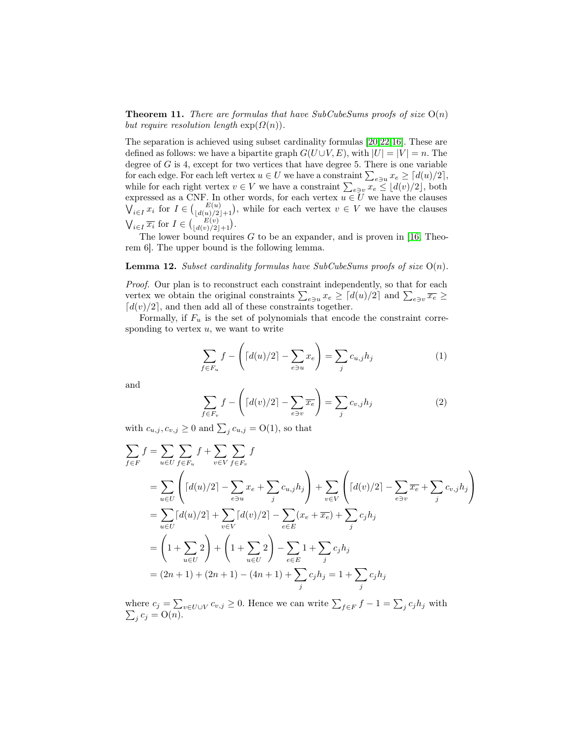**Theorem 11.** *There are formulas that have SubCubeSums proofs of size $\mathrm{O}(n)$ but require resolution length $\exp(\Omega(n))$.*

The separation is achieved using subset cardinality formulas [20,22,16]. These are defined as follows: we have a bipartite graph $G(U \cup V, E)$, with $|U| = |V| = n$. The degree of $G$ is 4, except for two vertices that have degree 5. There is one variable for each edge. For each left vertex $u \in U$ we have a constraint $\sum_{e \ni u} x_e \geq \lceil d(u)/2 \rceil$, while for each right vertex $v \in V$ we have a constraint $\sum_{e \ni v} x_e \leq \lfloor d(v)/2 \rfloor$, both expressed as a CNF. In other words, for each vertex $u \in U$ we have the clauses $\bigvee_{i \in I} x_i$ for $I \in \binom{E(u)}{\lfloor d(u)/2 \rfloor + 1}$, while for each vertex $v \in V$ we have the clauses $\bigvee_{i \in I} \overline{x_i}$ for $I \in \binom{E(v)}{\lfloor d(v)/2 \rfloor + 1}$.

The lower bound requires $G$ to be an expander, and is proven in [16, Theorem 6]. The upper bound is the following lemma.

**Lemma 12.** *Subset cardinality formulas have SubCubeSums proofs of size $\mathrm{O}(n)$.*

*Proof.* Our plan is to reconstruct each constraint independently, so that for each vertex we obtain the original constraints $\sum_{e \ni u} x_e \geq \lceil d(u)/2 \rceil$ and $\sum_{e \ni v} \overline{x_e} \geq \lceil d(v)/2 \rceil$, and then add all of these constraints together.

Formally, if $F_u$ is the set of polynomials that encode the constraint corresponding to vertex $u$, we want to write

$$\sum_{f \in F_u} f - \left( \lceil d(u)/2 \rceil - \sum_{e \ni u} x_e \right) = \sum_j c_{u,j} h_j \tag{1}$$

and

$$\sum_{f \in F_v} f - \left( \lceil d(v)/2 \rceil - \sum_{e \ni v} \overline{x_e} \right) = \sum_j c_{v,j} h_j \tag{2}$$

with $c_{u,j}, c_{v,j} \geq 0$ and $\sum_j c_{u,j} = \mathrm{O}(1)$, so that

$$\begin{aligned}
\sum_{f \in F} f &= \sum_{u \in U} \sum_{f \in F_u} f + \sum_{v \in V} \sum_{f \in F_v} f \\
&= \sum_{u \in U} \left( \lceil d(u)/2 \rceil - \sum_{e \ni u} x_e + \sum_j c_{u,j} h_j \right) + \sum_{v \in V} \left( \lceil d(v)/2 \rceil - \sum_{e \ni v} \overline{x_e} + \sum_j c_{v,j} h_j \right) \\
&= \sum_{u \in U} \lceil d(u)/2 \rceil + \sum_{v \in V} \lceil d(v)/2 \rceil - \sum_{e \in E} (x_e + \overline{x_e}) + \sum_j c_j h_j \\
&= \left( 1 + \sum_{u \in U} 2 \right) + \left( 1 + \sum_{u \in U} 2 \right) - \sum_{e \in E} 1 + \sum_j c_j h_j \\
&= (2n+1) + (2n+1) - (4n+1) + \sum_j c_j h_j = 1 + \sum_j c_j h_j
\end{aligned}$$

where $c_j = \sum_{v \in U \cup V} c_{v,j} \geq 0$. Hence we can write $\sum_{f \in F} f - 1 = \sum_j c_j h_j$ with $\sum_j c_j = \mathrm{O}(n)$.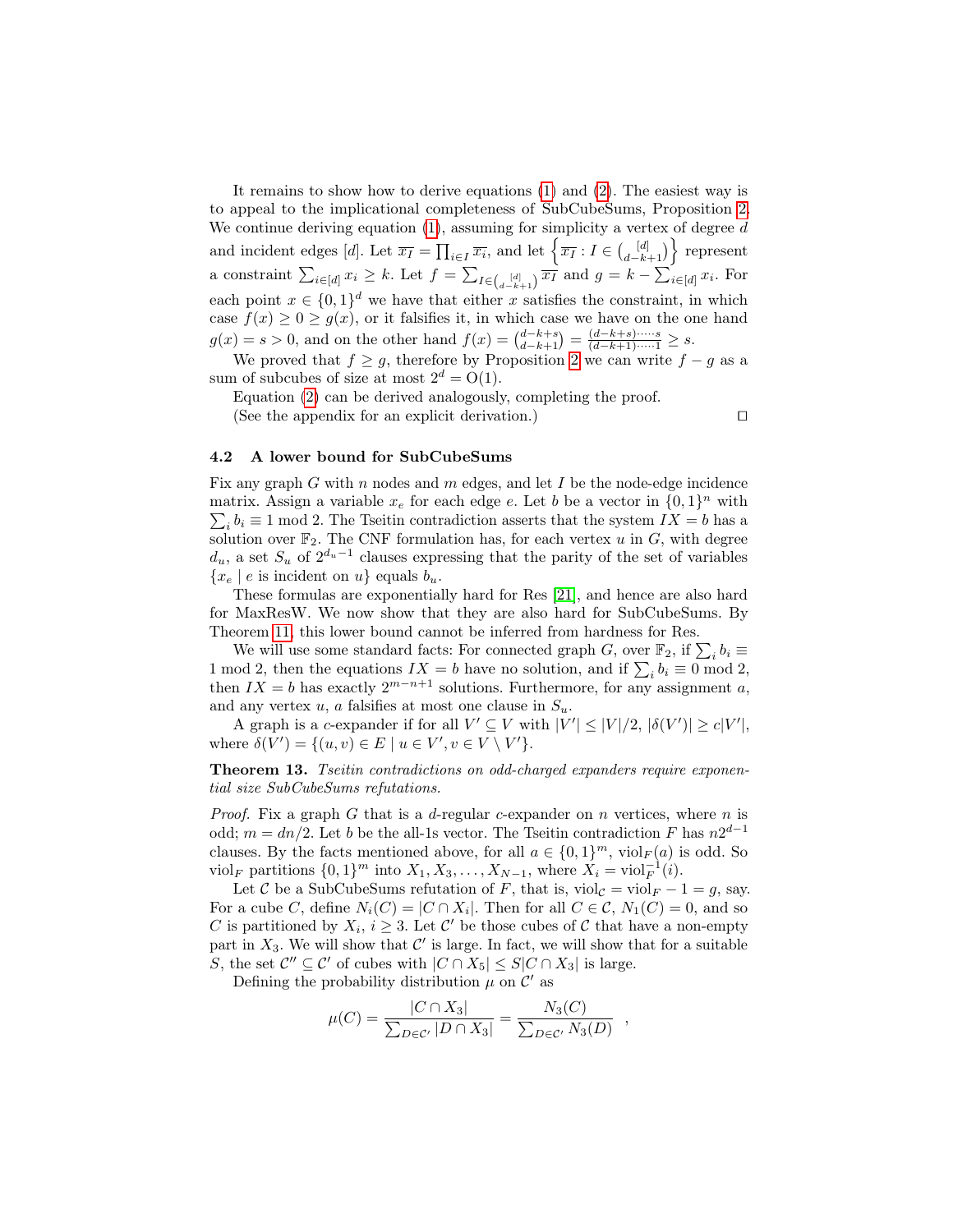It remains to show how to derive equations (1) and (2). The easiest way is to appeal to the implicational completeness of SubCubeSums, Proposition 2. We continue deriving equation (1), assuming for simplicity a vertex of degree $d$ and incident edges $[d]$. Let $\overline{x_I} = \prod_{i \in I} \overline{x_i}$, and let $\left\{ \overline{x_I} : I \in \binom{[d]}{d-k+1} \right\}$ represent a constraint $\sum_{i \in [d]} x_i \geq k$. Let $f = \sum_{I \in \binom{[d]}{d-k+1}} \overline{x_I}$ and $g = k - \sum_{i \in [d]} x_i$. For each point $x \in \{0,1\}^d$ we have that either $x$ satisfies the constraint, in which case $f(x) \geq 0 \geq g(x)$, or it falsifies it, in which case we have on the one hand $g(x) = s > 0$, and on the other hand $f(x) = \binom{d-k+s}{d-k+1} = \frac{(d-k+s) \cdot \cdots \cdot s}{(d-k+1) \cdot \cdots \cdot 1} \geq s$.

We proved that $f \geq g$, therefore by Proposition 2 we can write $f - g$ as a sum of subcubes of size at most $2^d = \mathrm{O}(1)$.

Equation (2) can be derived analogously, completing the proof.

(See the appendix for an explicit derivation.) □

### 4.2 A lower bound for SubCubeSums

Fix any graph $G$ with $n$ nodes and $m$ edges, and let $I$ be the node-edge incidence matrix. Assign a variable $x_e$ for each edge $e$. Let $b$ be a vector in $\{0,1\}^n$ with $\sum_i b_i \equiv 1 \bmod 2$. The Tseitin contradiction asserts that the system $IX = b$ has a solution over $\mathbb{F}_2$. The CNF formulation has, for each vertex $u$ in $G$, with degree $d_u$, a set $S_u$ of $2^{d_u - 1}$ clauses expressing that the parity of the set of variables $\{x_e \mid e \text{ is incident on } u\}$ equals $b_u$.

These formulas are exponentially hard for Res [21], and hence are also hard for MaxResW. We now show that they are also hard for SubCubeSums. By Theorem 11, this lower bound cannot be inferred from hardness for Res.

We will use some standard facts: For connected graph $G$, over $\mathbb{F}_2$, if $\sum_i b_i \equiv 1 \bmod 2$, then the equations $IX = b$ have no solution, and if $\sum_i b_i \equiv 0 \bmod 2$, then $IX = b$ has exactly $2^{m-n+1}$ solutions. Furthermore, for any assignment $a$, and any vertex $u$, $a$ falsifies at most one clause in $S_u$.

A graph is a $c$-expander if for all $V' \subseteq V$ with $|V'| \leq |V|/2$, $|\delta(V')| \geq c|V'|$, where $\delta(V') = \{(u,v) \in E \mid u \in V', v \in V \setminus V'\}$.

**Theorem 13.** *Tseitin contradictions on odd-charged expanders require exponential size SubCubeSums refutations.*

*Proof.* Fix a graph $G$ that is a $d$-regular $c$-expander on $n$ vertices, where $n$ is odd; $m = dn/2$. Let $b$ be the all-1s vector. The Tseitin contradiction $F$ has $n2^{d-1}$ clauses. By the facts mentioned above, for all $a \in \{0,1\}^m$, $\mathrm{viol}_F(a)$ is odd. So $\mathrm{viol}_F$ partitions $\{0,1\}^m$ into $X_1, X_3, \ldots, X_{N-1}$, where $X_i = \mathrm{viol}_F^{-1}(i)$.

Let $\mathcal{C}$ be a SubCubeSums refutation of $F$, that is, $\mathrm{viol}_{\mathcal{C}} = \mathrm{viol}_F - 1 = g$, say. For a cube $C$, define $N_i(C) = |C \cap X_i|$. Then for all $C \in \mathcal{C}$, $N_1(C) = 0$, and so $C$ is partitioned by $X_i$, $i \geq 3$. Let $\mathcal{C}'$ be those cubes of $\mathcal{C}$ that have a non-empty part in $X_3$. We will show that $\mathcal{C}'$ is large. In fact, we will show that for a suitable $S$, the set $\mathcal{C}'' \subseteq \mathcal{C}'$ of cubes with $|C \cap X_5| \leq S|C \cap X_3|$ is large.

Defining the probability distribution $\mu$ on $\mathcal{C}'$ as

$$\mu(C) = \frac{|C \cap X_3|}{\sum_{D \in \mathcal{C}'} |D \cap X_3|} = \frac{N_3(C)}{\sum_{D \in \mathcal{C}'} N_3(D)} \quad ,$$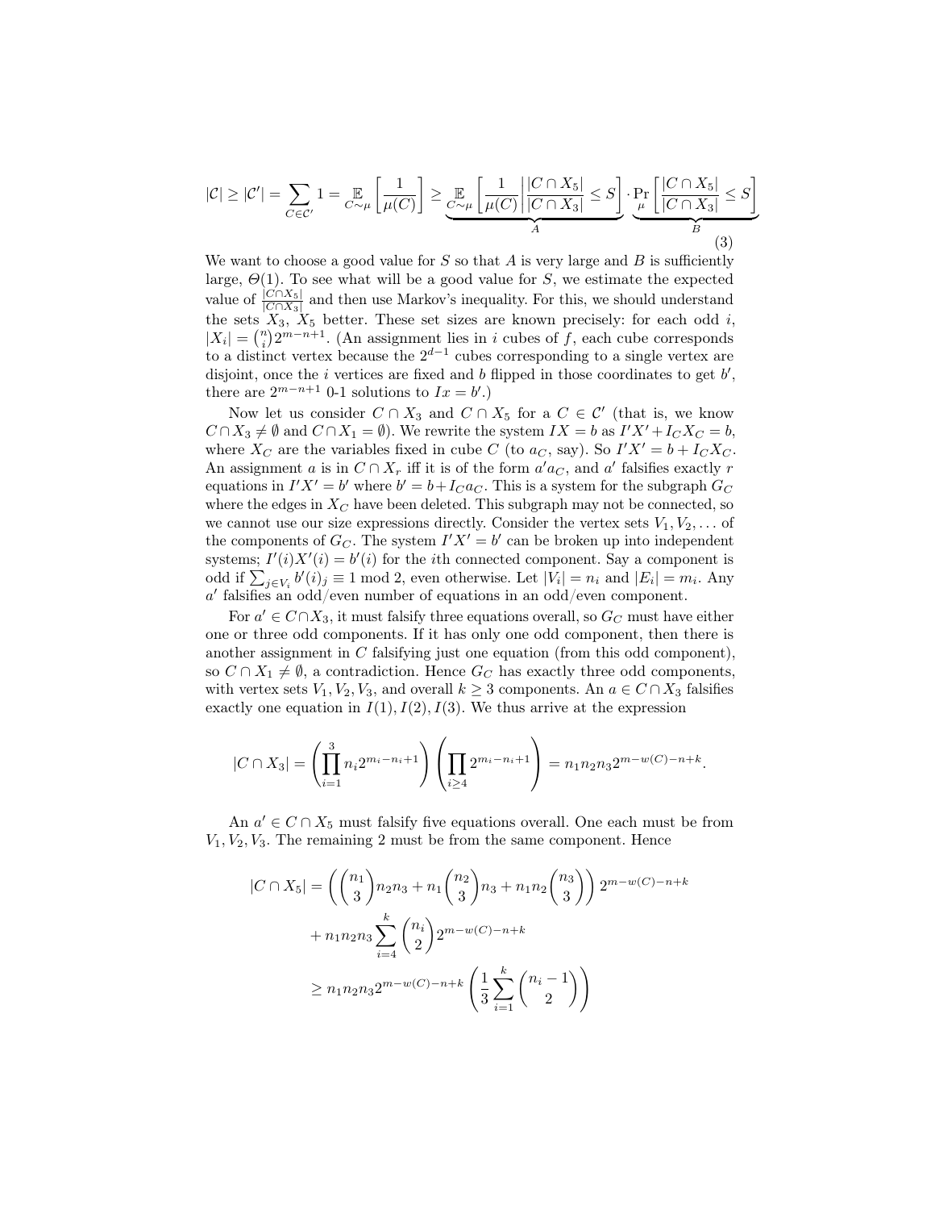$$|\mathcal{C}| \geq |\mathcal{C}'| = \sum_{C \in \mathcal{C}'} 1 = \mathop{\mathbb{E}}_{C \sim \mu}\left[\frac{1}{\mu(C)}\right] \geq \underbrace{\mathop{\mathbb{E}}_{C \sim \mu}\left[\frac{1}{\mu(C)} \middle| \frac{|C \cap X_5|}{|C \cap X_3|} \leq S\right]}_{A} \cdot \underbrace{\Pr_{\mu}\left[\frac{|C \cap X_5|}{|C \cap X_3|} \leq S\right]}_{B} \tag{3}$$

We want to choose a good value for $S$ so that $A$ is very large and $B$ is sufficiently large, $\Theta(1)$. To see what will be a good value for $S$, we estimate the expected value of $\frac{|C \cap X_5|}{|C \cap X_3|}$ and then use Markov's inequality. For this, we should understand the sets $X_3$, $X_5$ better. These set sizes are known precisely: for each odd $i$, $|X_i| = \binom{n}{i} 2^{m-n+1}$. (An assignment lies in $i$ cubes of $f$, each cube corresponds to a distinct vertex because the $2^{d-1}$ cubes corresponding to a single vertex are disjoint, once the $i$ vertices are fixed and $b$ flipped in those coordinates to get $b'$, there are $2^{m-n+1}$ 0-1 solutions to $Ix = b'$.)

Now let us consider $C \cap X_3$ and $C \cap X_5$ for a $C \in \mathcal{C}'$ (that is, we know $C \cap X_3 \neq \emptyset$ and $C \cap X_1 = \emptyset$). We rewrite the system $IX = b$ as $I'X' + I_C X_C = b$, where $X_C$ are the variables fixed in cube $C$ (to $a_C$, say). So $I'X' = b + I_C X_C$. An assignment $a$ is in $C \cap X_r$ iff it is of the form $a' a_C$, and $a'$ falsifies exactly $r$ equations in $I'X' = b'$ where $b' = b + I_C a_C$. This is a system for the subgraph $G_C$ where the edges in $X_C$ have been deleted. This subgraph may not be connected, so we cannot use our size expressions directly. Consider the vertex sets $V_1, V_2, \ldots$ of the components of $G_C$. The system $I'X' = b'$ can be broken up into independent systems; $I'(i)X'(i) = b'(i)$ for the $i$th connected component. Say a component is odd if $\sum_{j \in V_i} b'(i)_j \equiv 1 \bmod 2$, even otherwise. Let $|V_i| = n_i$ and $|E_i| = m_i$. Any $a'$ falsifies an odd/even number of equations in an odd/even component.

For $a' \in C \cap X_3$, it must falsify three equations overall, so $G_C$ must have either one or three odd components. If it has only one odd component, then there is another assignment in $C$ falsifying just one equation (from this odd component), so $C \cap X_1 \neq \emptyset$, a contradiction. Hence $G_C$ has exactly three odd components, with vertex sets $V_1, V_2, V_3$, and overall $k \geq 3$ components. An $a \in C \cap X_3$ falsifies exactly one equation in $I(1), I(2), I(3)$. We thus arrive at the expression

$$|C \cap X_3| = \left(\prod_{i=1}^{3} n_i 2^{m_i - n_i + 1}\right)\left(\prod_{i \geq 4} 2^{m_i - n_i + 1}\right) = n_1 n_2 n_3 2^{m - w(C) - n + k}.$$

An $a' \in C \cap X_5$ must falsify five equations overall. One each must be from $V_1, V_2, V_3$. The remaining 2 must be from the same component. Hence

$$\begin{aligned}
|C \cap X_5| &= \left(\binom{n_1}{3} n_2 n_3 + n_1 \binom{n_2}{3} n_3 + n_1 n_2 \binom{n_3}{3}\right) 2^{m - w(C) - n + k} \\
&\quad + n_1 n_2 n_3 \sum_{i=4}^{k} \binom{n_i}{2} 2^{m - w(C) - n + k} \\
&\geq n_1 n_2 n_3 2^{m - w(C) - n + k} \left(\frac{1}{3} \sum_{i=1}^{k} \binom{n_i - 1}{2}\right)
\end{aligned}$$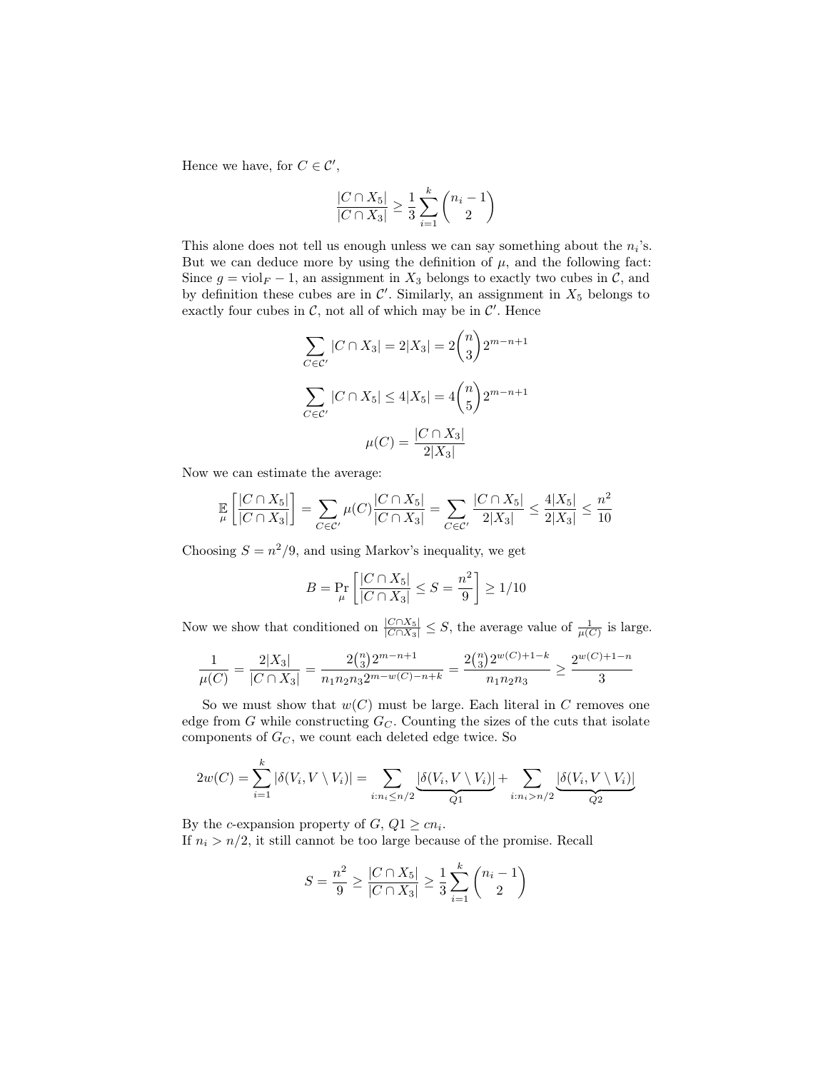Hence we have, for $C \in \mathcal{C}'$,

$$\frac{|C \cap X_5|}{|C \cap X_3|} \geq \frac{1}{3} \sum_{i=1}^{k} \binom{n_i - 1}{2}$$

This alone does not tell us enough unless we can say something about the $n_i$'s. But we can deduce more by using the definition of $\mu$, and the following fact: Since $g = \text{viol}_F - 1$, an assignment in $X_3$ belongs to exactly two cubes in $\mathcal{C}$, and by definition these cubes are in $\mathcal{C}'$. Similarly, an assignment in $X_5$ belongs to exactly four cubes in $\mathcal{C}$, not all of which may be in $\mathcal{C}'$. Hence

$$\sum_{C \in \mathcal{C}'} |C \cap X_3| = 2|X_3| = 2\binom{n}{3} 2^{m-n+1}$$

$$\sum_{C \in \mathcal{C}'} |C \cap X_5| \leq 4|X_5| = 4\binom{n}{5} 2^{m-n+1}$$

$$\mu(C) = \frac{|C \cap X_3|}{2|X_3|}$$

Now we can estimate the average:

$$\mathop{\mathbb{E}}_{\mu}\left[\frac{|C \cap X_5|}{|C \cap X_3|}\right] = \sum_{C \in \mathcal{C}'} \mu(C) \frac{|C \cap X_5|}{|C \cap X_3|} = \sum_{C \in \mathcal{C}'} \frac{|C \cap X_5|}{2|X_3|} \leq \frac{4|X_5|}{2|X_3|} \leq \frac{n^2}{10}$$

Choosing $S = n^2/9$, and using Markov's inequality, we get

$$B = \Pr_{\mu}\left[\frac{|C \cap X_5|}{|C \cap X_3|} \leq S = \frac{n^2}{9}\right] \geq 1/10$$

Now we show that conditioned on $\frac{|C \cap X_5|}{|C \cap X_3|} \leq S$, the average value of $\frac{1}{\mu(C)}$ is large.

$$\frac{1}{\mu(C)} = \frac{2|X_3|}{|C \cap X_3|} = \frac{2\binom{n}{3}2^{m-n+1}}{n_1 n_2 n_3 2^{m-w(C)-n+k}} = \frac{2\binom{n}{3}2^{w(C)+1-k}}{n_1 n_2 n_3} \geq \frac{2^{w(C)+1-n}}{3}$$

So we must show that $w(C)$ must be large. Each literal in $C$ removes one edge from $G$ while constructing $G_C$. Counting the sizes of the cuts that isolate components of $G_C$, we count each deleted edge twice. So

$$2w(C) = \sum_{i=1}^{k} |\delta(V_i, V \setminus V_i)| = \sum_{i: n_i \leq n/2} \underbrace{|\delta(V_i, V \setminus V_i)|}_{Q1} + \sum_{i: n_i > n/2} \underbrace{|\delta(V_i, V \setminus V_i)|}_{Q2}$$

By the $c$-expansion property of $G$, $Q1 \geq cn_i$.
If $n_i > n/2$, it still cannot be too large because of the promise. Recall

$$S = \frac{n^2}{9} \geq \frac{|C \cap X_5|}{|C \cap X_3|} \geq \frac{1}{3} \sum_{i=1}^{k} \binom{n_i - 1}{2}$$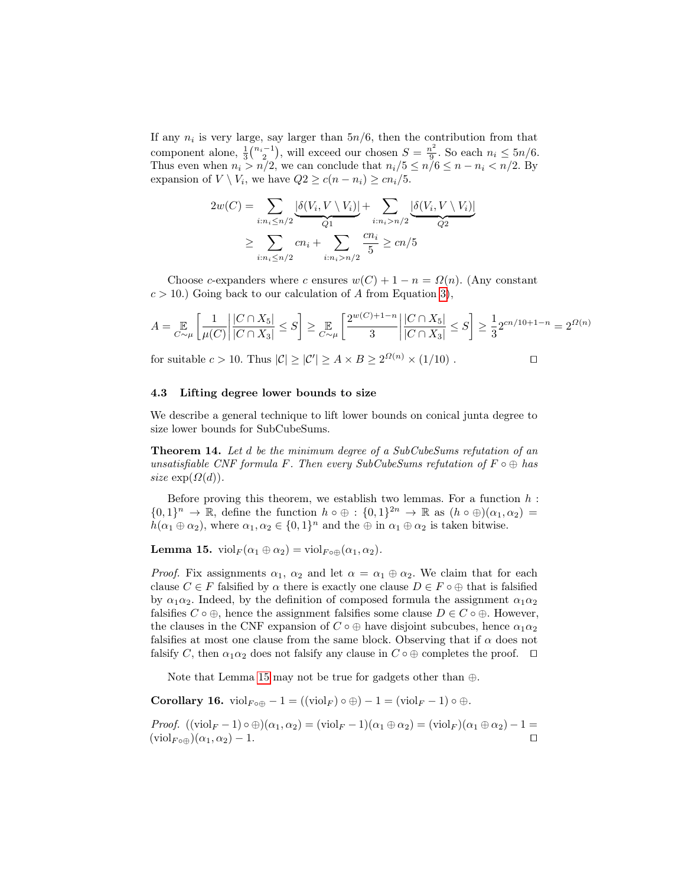If any $n_i$ is very large, say larger than $5n/6$, then the contribution from that component alone, $\frac{1}{3}\binom{n_i-1}{2}$, will exceed our chosen $S = \frac{n^2}{9}$. So each $n_i \leq 5n/6$. Thus even when $n_i > n/2$, we can conclude that $n_i/5 \leq n/6 \leq n - n_i < n/2$. By expansion of $V \setminus V_i$, we have $Q2 \geq c(n - n_i) \geq cn_i/5$.

$$
\begin{aligned}
2w(C) &= \sum_{i:n_i \leq n/2} \underbrace{|\delta(V_i, V \setminus V_i)|}_{Q1} + \sum_{i:n_i > n/2} \underbrace{|\delta(V_i, V \setminus V_i)|}_{Q2} \\
&\geq \sum_{i:n_i \leq n/2} cn_i + \sum_{i:n_i > n/2} \frac{cn_i}{5} \geq cn/5
\end{aligned}
$$

Choose $c$-expanders where $c$ ensures $w(C) + 1 - n = \Omega(n)$. (Any constant $c > 10$.) Going back to our calculation of $A$ from Equation 3),

$$
A = \mathop{\mathbb{E}}_{C\sim\mu}\left[\frac{1}{\mu(C)}\middle|\frac{|C \cap X_5|}{|C \cap X_3|} \leq S\right] \geq \mathop{\mathbb{E}}_{C\sim\mu}\left[\frac{2^{w(C)+1-n}}{3}\middle|\frac{|C \cap X_5|}{|C \cap X_3|} \leq S\right] \geq \frac{1}{3}2^{cn/10+1-n} = 2^{\Omega(n)}
$$

for suitable $c > 10$. Thus $|\mathcal{C}| \geq |\mathcal{C}'| \geq A \times B \geq 2^{\Omega(n)} \times (1/10)$ . ◻

### 4.3 Lifting degree lower bounds to size

We describe a general technique to lift lower bounds on conical junta degree to size lower bounds for SubCubeSums.

**Theorem 14.** *Let $d$ be the minimum degree of a SubCubeSums refutation of an unsatisfiable CNF formula $F$. Then every SubCubeSums refutation of $F \circ \oplus$ has size $\exp(\Omega(d))$.*

Before proving this theorem, we establish two lemmas. For a function $h : \{0,1\}^n \to \mathbb{R}$, define the function $h \circ \oplus : \{0,1\}^{2n} \to \mathbb{R}$ as $(h \circ \oplus)(\alpha_1, \alpha_2) = h(\alpha_1 \oplus \alpha_2)$, where $\alpha_1, \alpha_2 \in \{0,1\}^n$ and the $\oplus$ in $\alpha_1 \oplus \alpha_2$ is taken bitwise.

**Lemma 15.** $\mathrm{viol}_F(\alpha_1 \oplus \alpha_2) = \mathrm{viol}_{F\circ\oplus}(\alpha_1, \alpha_2)$.

*Proof.* Fix assignments $\alpha_1$, $\alpha_2$ and let $\alpha = \alpha_1 \oplus \alpha_2$. We claim that for each clause $C \in F$ falsified by $\alpha$ there is exactly one clause $D \in F \circ \oplus$ that is falsified by $\alpha_1\alpha_2$. Indeed, by the definition of composed formula the assignment $\alpha_1\alpha_2$ falsifies $C \circ \oplus$, hence the assignment falsifies some clause $D \in C \circ \oplus$. However, the clauses in the CNF expansion of $C \circ \oplus$ have disjoint subcubes, hence $\alpha_1\alpha_2$ falsifies at most one clause from the same block. Observing that if $\alpha$ does not falsify $C$, then $\alpha_1\alpha_2$ does not falsify any clause in $C \circ \oplus$ completes the proof. ◻

Note that Lemma 15 may not be true for gadgets other than $\oplus$.

**Corollary 16.** $\mathrm{viol}_{F\circ\oplus} - 1 = ((\mathrm{viol}_F) \circ \oplus) - 1 = (\mathrm{viol}_F - 1) \circ \oplus$.

*Proof.* $((\mathrm{viol}_F - 1) \circ \oplus)(\alpha_1, \alpha_2) = (\mathrm{viol}_F - 1)(\alpha_1 \oplus \alpha_2) = (\mathrm{viol}_F)(\alpha_1 \oplus \alpha_2) - 1 = (\mathrm{viol}_{F\circ\oplus})(\alpha_1, \alpha_2) - 1$. ◻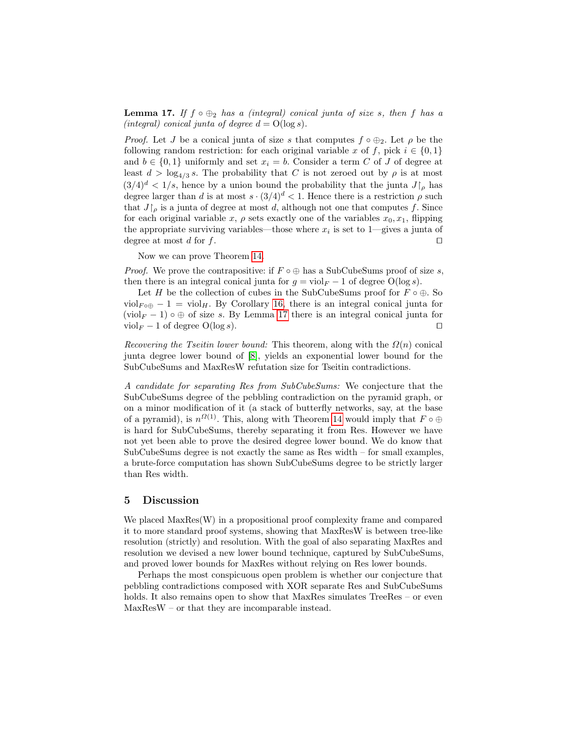**Lemma 17.** *If $f \circ \oplus_2$ has a (integral) conical junta of size $s$, then $f$ has a (integral) conical junta of degree $d = \mathrm{O}(\log s)$.*

*Proof.* Let $J$ be a conical junta of size $s$ that computes $f \circ \oplus_2$. Let $\rho$ be the following random restriction: for each original variable $x$ of $f$, pick $i \in \{0,1\}$ and $b \in \{0,1\}$ uniformly and set $x_i = b$. Consider a term $C$ of $J$ of degree at least $d > \log_{4/3} s$. The probability that $C$ is not zeroed out by $\rho$ is at most $(3/4)^d < 1/s$, hence by a union bound the probability that the junta $J{\restriction_\rho}$ has degree larger than $d$ is at most $s \cdot (3/4)^d < 1$. Hence there is a restriction $\rho$ such that $J{\restriction_\rho}$ is a junta of degree at most $d$, although not one that computes $f$. Since for each original variable $x$, $\rho$ sets exactly one of the variables $x_0, x_1$, flipping the appropriate surviving variables—those where $x_i$ is set to 1—gives a junta of degree at most $d$ for $f$. ◻

Now we can prove Theorem 14.

*Proof.* We prove the contrapositive: if $F \circ \oplus$ has a SubCubeSums proof of size $s$, then there is an integral conical junta for $g = \mathrm{viol}_F - 1$ of degree $\mathrm{O}(\log s)$.

Let $H$ be the collection of cubes in the SubCubeSums proof for $F \circ \oplus$. So $\mathrm{viol}_{F\circ\oplus} - 1 = \mathrm{viol}_H$. By Corollary 16, there is an integral conical junta for $(\mathrm{viol}_F - 1) \circ \oplus$ of size $s$. By Lemma 17 there is an integral conical junta for $\mathrm{viol}_F - 1$ of degree $\mathrm{O}(\log s)$. ◻

*Recovering the Tseitin lower bound:* This theorem, along with the $\Omega(n)$ conical junta degree lower bound of [8], yields an exponential lower bound for the SubCubeSums and MaxResW refutation size for Tseitin contradictions.

*A candidate for separating Res from SubCubeSums:* We conjecture that the SubCubeSums degree of the pebbling contradiction on the pyramid graph, or on a minor modification of it (a stack of butterfly networks, say, at the base of a pyramid), is $n^{\Omega(1)}$. This, along with Theorem 14 would imply that $F \circ \oplus$ is hard for SubCubeSums, thereby separating it from Res. However we have not yet been able to prove the desired degree lower bound. We do know that SubCubeSums degree is not exactly the same as Res width – for small examples, a brute-force computation has shown SubCubeSums degree to be strictly larger than Res width.

## 5 Discussion

We placed MaxRes(W) in a propositional proof complexity frame and compared it to more standard proof systems, showing that MaxResW is between tree-like resolution (strictly) and resolution. With the goal of also separating MaxRes and resolution we devised a new lower bound technique, captured by SubCubeSums, and proved lower bounds for MaxRes without relying on Res lower bounds.

Perhaps the most conspicuous open problem is whether our conjecture that pebbling contradictions composed with XOR separate Res and SubCubeSums holds. It also remains open to show that MaxRes simulates TreeRes – or even MaxResW – or that they are incomparable instead.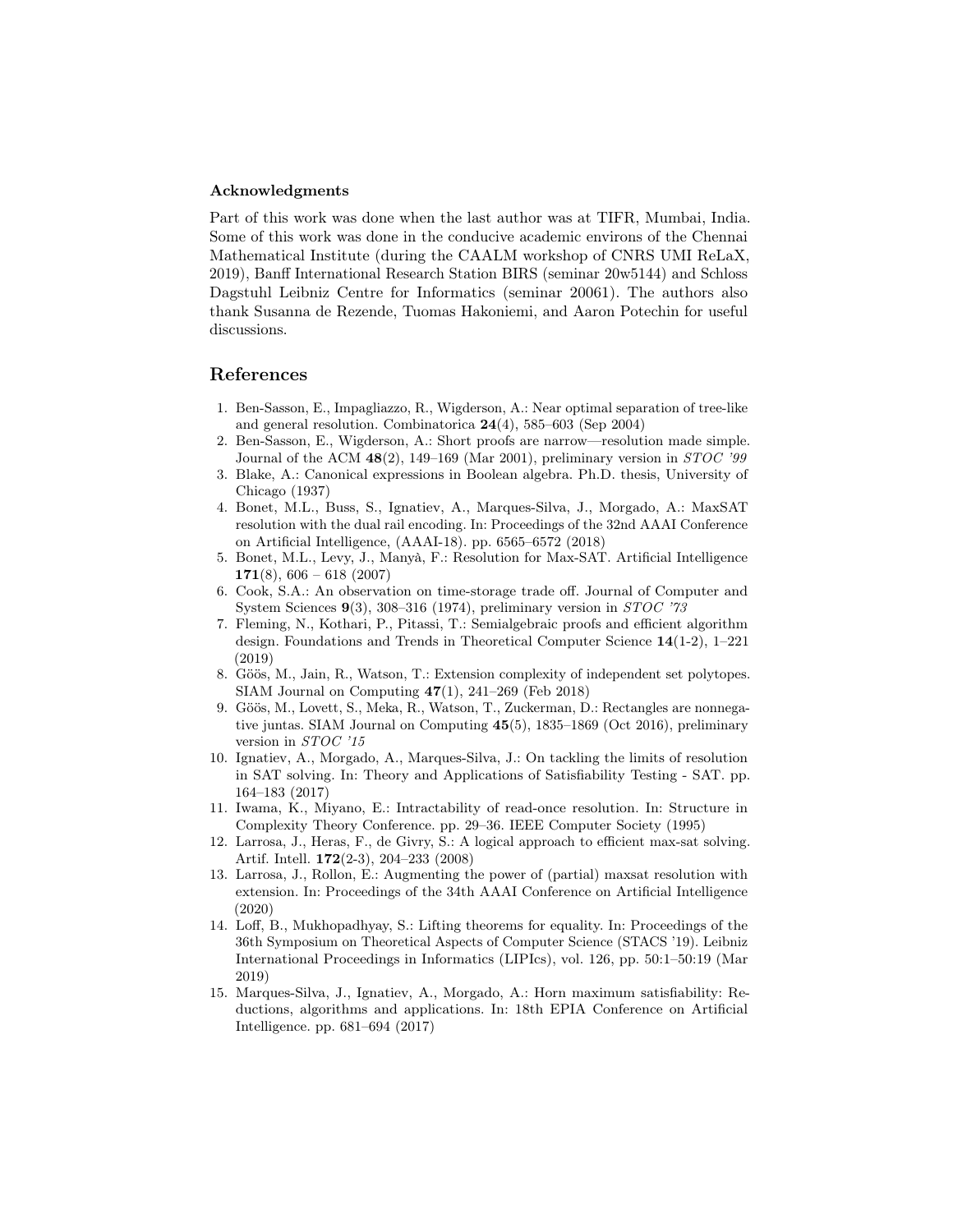### Acknowledgments

Part of this work was done when the last author was at TIFR, Mumbai, India. Some of this work was done in the conducive academic environs of the Chennai Mathematical Institute (during the CAALM workshop of CNRS UMI ReLaX, 2019), Banff International Research Station BIRS (seminar 20w5144) and Schloss Dagstuhl Leibniz Centre for Informatics (seminar 20061). The authors also thank Susanna de Rezende, Tuomas Hakoniemi, and Aaron Potechin for useful discussions.

## References

1. Ben-Sasson, E., Impagliazzo, R., Wigderson, A.: Near optimal separation of tree-like and general resolution. Combinatorica **24**(4), 585–603 (Sep 2004)
2. Ben-Sasson, E., Wigderson, A.: Short proofs are narrow—resolution made simple. Journal of the ACM **48**(2), 149–169 (Mar 2001), preliminary version in *STOC '99*
3. Blake, A.: Canonical expressions in Boolean algebra. Ph.D. thesis, University of Chicago (1937)
4. Bonet, M.L., Buss, S., Ignatiev, A., Marques-Silva, J., Morgado, A.: MaxSAT resolution with the dual rail encoding. In: Proceedings of the 32nd AAAI Conference on Artificial Intelligence, (AAAI-18). pp. 6565–6572 (2018)
5. Bonet, M.L., Levy, J., Manyà, F.: Resolution for Max-SAT. Artificial Intelligence **171**(8), 606 – 618 (2007)
6. Cook, S.A.: An observation on time-storage trade off. Journal of Computer and System Sciences **9**(3), 308–316 (1974), preliminary version in *STOC '73*
7. Fleming, N., Kothari, P., Pitassi, T.: Semialgebraic proofs and efficient algorithm design. Foundations and Trends in Theoretical Computer Science **14**(1-2), 1–221 (2019)
8. Göös, M., Jain, R., Watson, T.: Extension complexity of independent set polytopes. SIAM Journal on Computing **47**(1), 241–269 (Feb 2018)
9. Göös, M., Lovett, S., Meka, R., Watson, T., Zuckerman, D.: Rectangles are nonnegative juntas. SIAM Journal on Computing **45**(5), 1835–1869 (Oct 2016), preliminary version in *STOC '15*
10. Ignatiev, A., Morgado, A., Marques-Silva, J.: On tackling the limits of resolution in SAT solving. In: Theory and Applications of Satisfiability Testing - SAT. pp. 164–183 (2017)
11. Iwama, K., Miyano, E.: Intractability of read-once resolution. In: Structure in Complexity Theory Conference. pp. 29–36. IEEE Computer Society (1995)
12. Larrosa, J., Heras, F., de Givry, S.: A logical approach to efficient max-sat solving. Artif. Intell. **172**(2-3), 204–233 (2008)
13. Larrosa, J., Rollon, E.: Augmenting the power of (partial) maxsat resolution with extension. In: Proceedings of the 34th AAAI Conference on Artificial Intelligence (2020)
14. Loff, B., Mukhopadhyay, S.: Lifting theorems for equality. In: Proceedings of the 36th Symposium on Theoretical Aspects of Computer Science (STACS '19). Leibniz International Proceedings in Informatics (LIPIcs), vol. 126, pp. 50:1–50:19 (Mar 2019)
15. Marques-Silva, J., Ignatiev, A., Morgado, A.: Horn maximum satisfiability: Reductions, algorithms and applications. In: 18th EPIA Conference on Artificial Intelligence. pp. 681–694 (2017)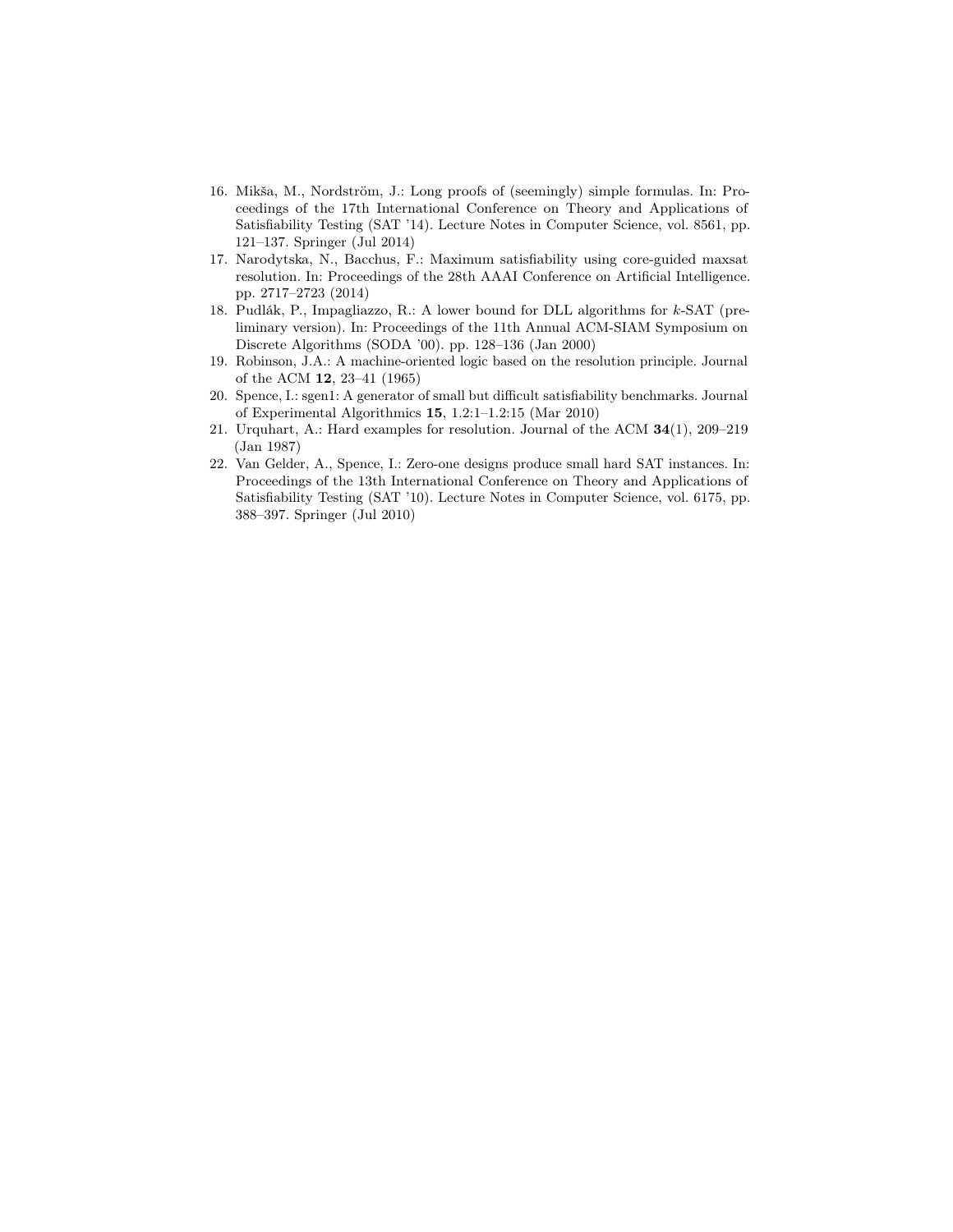16. Mikša, M., Nordström, J.: Long proofs of (seemingly) simple formulas. In: Proceedings of the 17th International Conference on Theory and Applications of Satisfiability Testing (SAT '14). Lecture Notes in Computer Science, vol. 8561, pp. 121–137. Springer (Jul 2014)
17. Narodytska, N., Bacchus, F.: Maximum satisfiability using core-guided maxsat resolution. In: Proceedings of the 28th AAAI Conference on Artificial Intelligence. pp. 2717–2723 (2014)
18. Pudlák, P., Impagliazzo, R.: A lower bound for DLL algorithms for $k$-SAT (preliminary version). In: Proceedings of the 11th Annual ACM-SIAM Symposium on Discrete Algorithms (SODA '00). pp. 128–136 (Jan 2000)
19. Robinson, J.A.: A machine-oriented logic based on the resolution principle. Journal of the ACM **12**, 23–41 (1965)
20. Spence, I.: sgen1: A generator of small but difficult satisfiability benchmarks. Journal of Experimental Algorithmics **15**, 1.2:1–1.2:15 (Mar 2010)
21. Urquhart, A.: Hard examples for resolution. Journal of the ACM **34**(1), 209–219 (Jan 1987)
22. Van Gelder, A., Spence, I.: Zero-one designs produce small hard SAT instances. In: Proceedings of the 13th International Conference on Theory and Applications of Satisfiability Testing (SAT '10). Lecture Notes in Computer Science, vol. 6175, pp. 388–397. Springer (Jul 2010)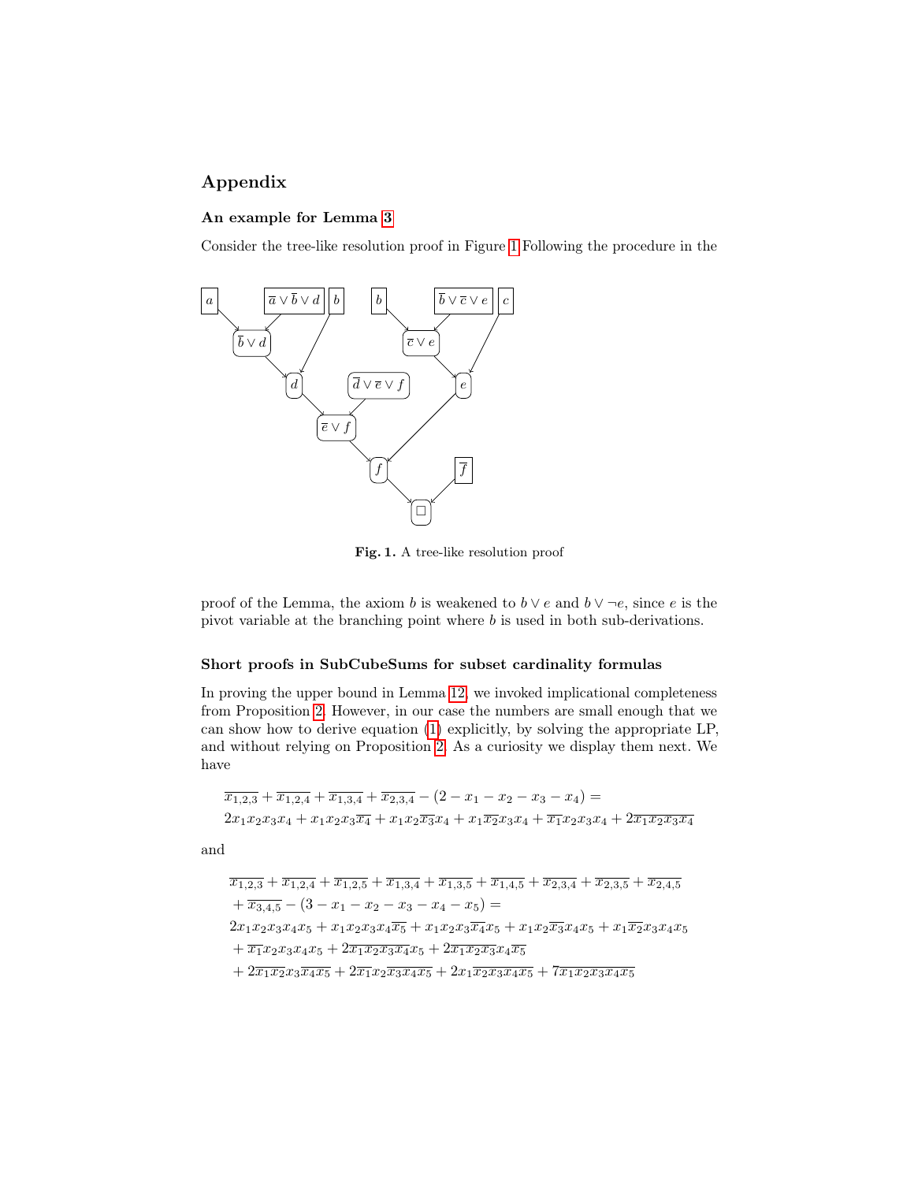## Appendix

### An example for Lemma 3

Consider the tree-like resolution proof in Figure 1 Following the procedure in the

a

$\overline{a} \vee \overline{b} \vee d$

b

b

$\overline{b} \vee \overline{c} \vee e$

c

$\overline{b} \vee d$

$\overline{c} \vee e$

d

$\overline{d} \vee \overline{e} \vee f$

e

$\overline{e} \vee f$

f

$\overline{f}$

□

**Fig. 1.** A tree-like resolution proof

proof of the Lemma, the axiom $b$ is weakened to $b \vee e$ and $b \vee \neg e$, since $e$ is the pivot variable at the branching point where $b$ is used in both sub-derivations.

### Short proofs in SubCubeSums for subset cardinality formulas

In proving the upper bound in Lemma 12, we invoked implicational completeness from Proposition 2. However, in our case the numbers are small enough that we can show how to derive equation (1) explicitly, by solving the appropriate LP, and without relying on Proposition 2. As a curiosity we display them next. We have

$$
\begin{aligned}
&\overline{x_{1,2,3}} + \overline{x_{1,2,4}} + \overline{x_{1,3,4}} + \overline{x_{2,3,4}} - (2 - x_1 - x_2 - x_3 - x_4) = \\
&2x_1x_2x_3x_4 + x_1x_2x_3\overline{x_4} + x_1x_2\overline{x_3}x_4 + x_1\overline{x_2}x_3x_4 + \overline{x_1}x_2x_3x_4 + 2\overline{x_1x_2x_3x_4}
\end{aligned}
$$

and

$$
\begin{aligned}
&\overline{x_{1,2,3}} + \overline{x_{1,2,4}} + \overline{x_{1,2,5}} + \overline{x_{1,3,4}} + \overline{x_{1,3,5}} + \overline{x_{1,4,5}} + \overline{x_{2,3,4}} + \overline{x_{2,3,5}} + \overline{x_{2,4,5}} \\
&+ \overline{x_{3,4,5}} - (3 - x_1 - x_2 - x_3 - x_4 - x_5) = \\
&2x_1x_2x_3x_4x_5 + x_1x_2x_3x_4\overline{x_5} + x_1x_2x_3\overline{x_4}x_5 + x_1x_2\overline{x_3}x_4x_5 + x_1\overline{x_2}x_3x_4x_5 \\
&+ \overline{x_1}x_2x_3x_4x_5 + 2\overline{x_1x_2x_3x_4}x_5 + 2\overline{x_1x_2x_3}x_4\overline{x_5} \\
&+ 2\overline{x_1x_2}x_3\overline{x_4x_5} + 2\overline{x_1}x_2\overline{x_3x_4x_5} + 2x_1\overline{x_2x_3x_4x_5} + 7\overline{x_1x_2x_3x_4x_5}
\end{aligned}
$$